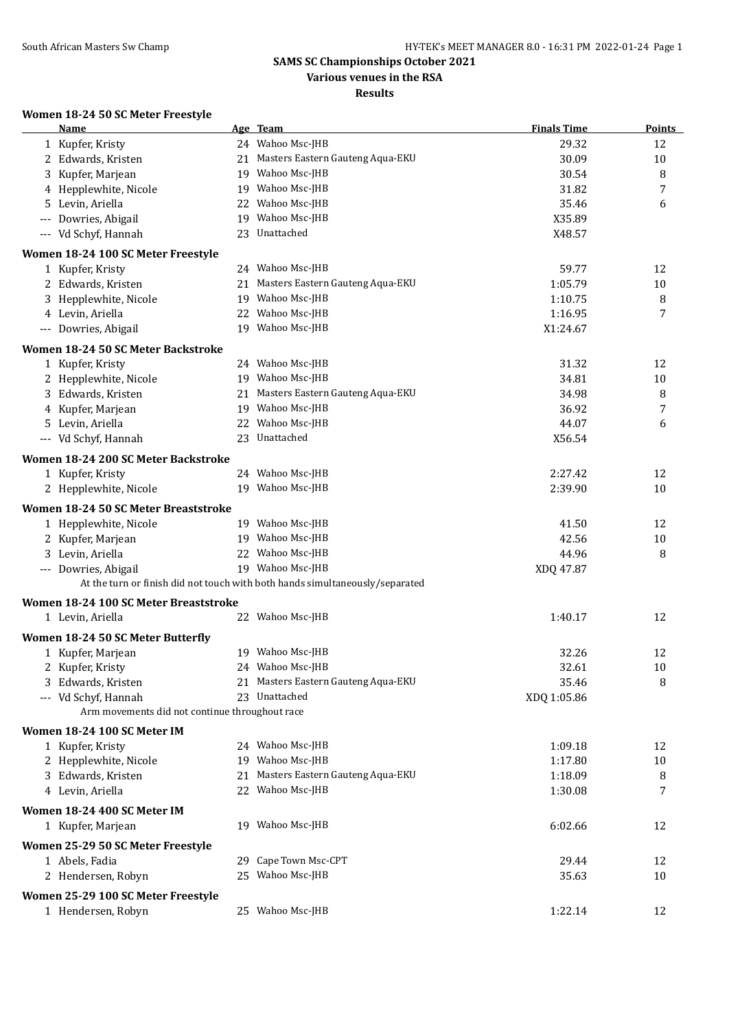# SAMS SC Championships October 2021

**Various venues in the RSA**

**Results**

### Women 18-24 50 SC Meter Freestyle

| | Name | Age | Team | Finals Time | Points |
|---|---|---|---|---|---|
| 1 | Kupfer, Kristy | 24 | Wahoo Msc-JHB | 29.32 | 12 |
| 2 | Edwards, Kristen | 21 | Masters Eastern Gauteng Aqua-EKU | 30.09 | 10 |
| 3 | Kupfer, Marjean | 19 | Wahoo Msc-JHB | 30.54 | 8 |
| 4 | Hepplewhite, Nicole | 19 | Wahoo Msc-JHB | 31.82 | 7 |
| 5 | Levin, Ariella | 22 | Wahoo Msc-JHB | 35.46 | 6 |
| --- | Dowries, Abigail | 19 | Wahoo Msc-JHB | X35.89 | |
| --- | Vd Schyf, Hannah | 23 | Unattached | X48.57 | |

### Women 18-24 100 SC Meter Freestyle

| | Name | Age | Team | Finals Time | Points |
|---|---|---|---|---|---|
| 1 | Kupfer, Kristy | 24 | Wahoo Msc-JHB | 59.77 | 12 |
| 2 | Edwards, Kristen | 21 | Masters Eastern Gauteng Aqua-EKU | 1:05.79 | 10 |
| 3 | Hepplewhite, Nicole | 19 | Wahoo Msc-JHB | 1:10.75 | 8 |
| 4 | Levin, Ariella | 22 | Wahoo Msc-JHB | 1:16.95 | 7 |
| --- | Dowries, Abigail | 19 | Wahoo Msc-JHB | X1:24.67 | |

### Women 18-24 50 SC Meter Backstroke

| | Name | Age | Team | Finals Time | Points |
|---|---|---|---|---|---|
| 1 | Kupfer, Kristy | 24 | Wahoo Msc-JHB | 31.32 | 12 |
| 2 | Hepplewhite, Nicole | 19 | Wahoo Msc-JHB | 34.81 | 10 |
| 3 | Edwards, Kristen | 21 | Masters Eastern Gauteng Aqua-EKU | 34.98 | 8 |
| 4 | Kupfer, Marjean | 19 | Wahoo Msc-JHB | 36.92 | 7 |
| 5 | Levin, Ariella | 22 | Wahoo Msc-JHB | 44.07 | 6 |
| --- | Vd Schyf, Hannah | 23 | Unattached | X56.54 | |

### Women 18-24 200 SC Meter Backstroke

| | Name | Age | Team | Finals Time | Points |
|---|---|---|---|---|---|
| 1 | Kupfer, Kristy | 24 | Wahoo Msc-JHB | 2:27.42 | 12 |
| 2 | Hepplewhite, Nicole | 19 | Wahoo Msc-JHB | 2:39.90 | 10 |

### Women 18-24 50 SC Meter Breaststroke

| | Name | Age | Team | Finals Time | Points |
|---|---|---|---|---|---|
| 1 | Hepplewhite, Nicole | 19 | Wahoo Msc-JHB | 41.50 | 12 |
| 2 | Kupfer, Marjean | 19 | Wahoo Msc-JHB | 42.56 | 10 |
| 3 | Levin, Ariella | 22 | Wahoo Msc-JHB | 44.96 | 8 |
| --- | Dowries, Abigail | 19 | Wahoo Msc-JHB | XDQ 47.87 | |

At the turn or finish did not touch with both hands simultaneously/separated

### Women 18-24 100 SC Meter Breaststroke

| | Name | Age | Team | Finals Time | Points |
|---|---|---|---|---|---|
| 1 | Levin, Ariella | 22 | Wahoo Msc-JHB | 1:40.17 | 12 |

### Women 18-24 50 SC Meter Butterfly

| | Name | Age | Team | Finals Time | Points |
|---|---|---|---|---|---|
| 1 | Kupfer, Marjean | 19 | Wahoo Msc-JHB | 32.26 | 12 |
| 2 | Kupfer, Kristy | 24 | Wahoo Msc-JHB | 32.61 | 10 |
| 3 | Edwards, Kristen | 21 | Masters Eastern Gauteng Aqua-EKU | 35.46 | 8 |
| --- | Vd Schyf, Hannah | 23 | Unattached | XDQ 1:05.86 | |

Arm movements did not continue throughout race

### Women 18-24 100 SC Meter IM

| | Name | Age | Team | Finals Time | Points |
|---|---|---|---|---|---|
| 1 | Kupfer, Kristy | 24 | Wahoo Msc-JHB | 1:09.18 | 12 |
| 2 | Hepplewhite, Nicole | 19 | Wahoo Msc-JHB | 1:17.80 | 10 |
| 3 | Edwards, Kristen | 21 | Masters Eastern Gauteng Aqua-EKU | 1:18.09 | 8 |
| 4 | Levin, Ariella | 22 | Wahoo Msc-JHB | 1:30.08 | 7 |

### Women 18-24 400 SC Meter IM

| | Name | Age | Team | Finals Time | Points |
|---|---|---|---|---|---|
| 1 | Kupfer, Marjean | 19 | Wahoo Msc-JHB | 6:02.66 | 12 |

### Women 25-29 50 SC Meter Freestyle

| | Name | Age | Team | Finals Time | Points |
|---|---|---|---|---|---|
| 1 | Abels, Fadia | 29 | Cape Town Msc-CPT | 29.44 | 12 |
| 2 | Hendersen, Robyn | 25 | Wahoo Msc-JHB | 35.63 | 10 |

### Women 25-29 100 SC Meter Freestyle

| | Name | Age | Team | Finals Time | Points |
|---|---|---|---|---|---|
| 1 | Hendersen, Robyn | 25 | Wahoo Msc-JHB | 1:22.14 | 12 |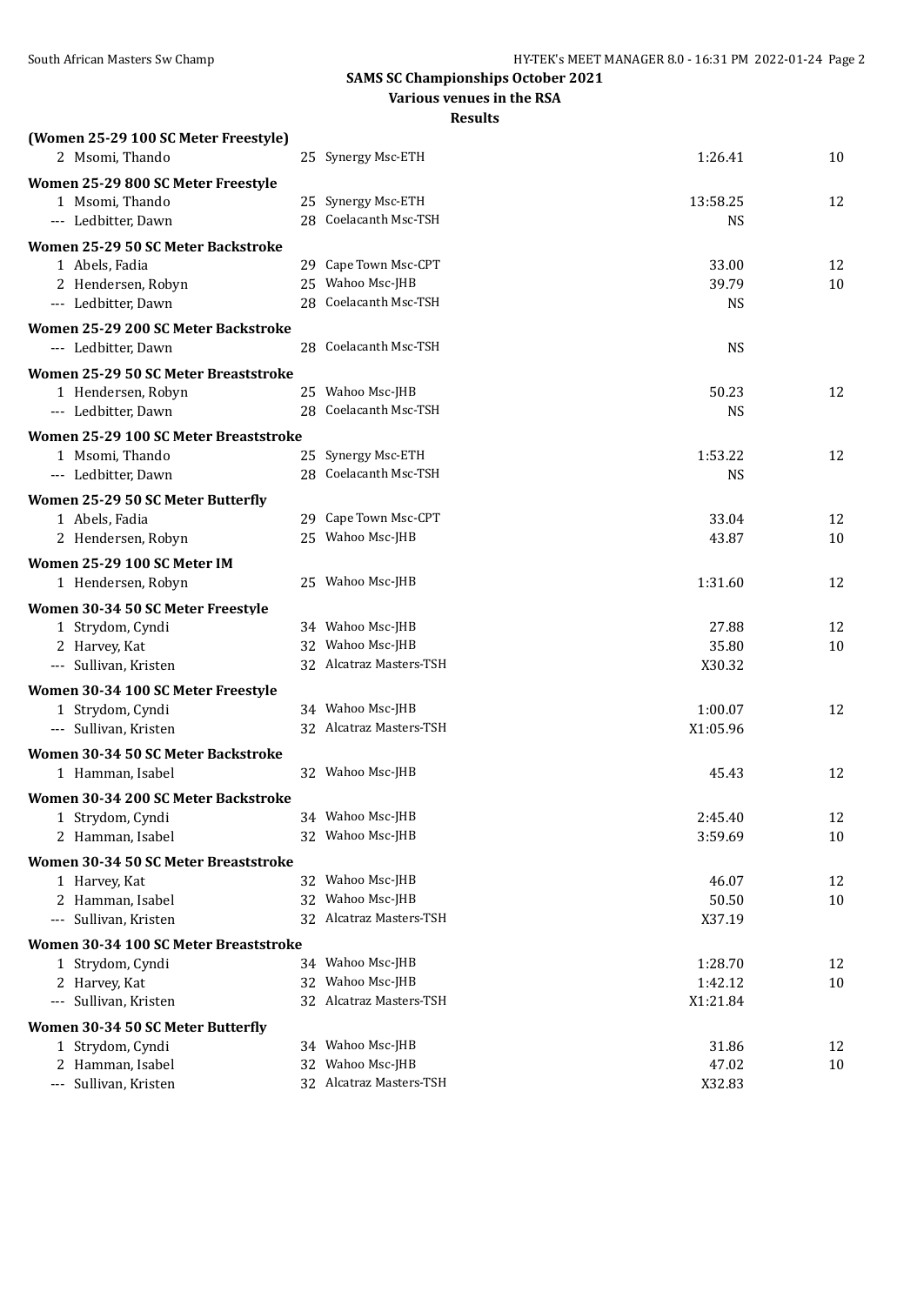**SAMS SC Championships October 2021**

**Various venues in the RSA**

**Results**

**(Women 25-29 100 SC Meter Freestyle)**

| | | | | |
|---|---|---|---|---|
| 2 Msomi, Thando | 25 | Synergy Msc-ETH | 1:26.41 | 10 |

**Women 25-29 800 SC Meter Freestyle**

| | | | | |
|---|---|---|---|---|
| 1 Msomi, Thando | 25 | Synergy Msc-ETH | 13:58.25 | 12 |
| --- Ledbitter, Dawn | 28 | Coelacanth Msc-TSH | NS | |

**Women 25-29 50 SC Meter Backstroke**

| | | | | |
|---|---|---|---|---|
| 1 Abels, Fadia | 29 | Cape Town Msc-CPT | 33.00 | 12 |
| 2 Hendersen, Robyn | 25 | Wahoo Msc-JHB | 39.79 | 10 |
| --- Ledbitter, Dawn | 28 | Coelacanth Msc-TSH | NS | |

**Women 25-29 200 SC Meter Backstroke**

| | | | | |
|---|---|---|---|---|
| --- Ledbitter, Dawn | 28 | Coelacanth Msc-TSH | NS | |

**Women 25-29 50 SC Meter Breaststroke**

| | | | | |
|---|---|---|---|---|
| 1 Hendersen, Robyn | 25 | Wahoo Msc-JHB | 50.23 | 12 |
| --- Ledbitter, Dawn | 28 | Coelacanth Msc-TSH | NS | |

**Women 25-29 100 SC Meter Breaststroke**

| | | | | |
|---|---|---|---|---|
| 1 Msomi, Thando | 25 | Synergy Msc-ETH | 1:53.22 | 12 |
| --- Ledbitter, Dawn | 28 | Coelacanth Msc-TSH | NS | |

**Women 25-29 50 SC Meter Butterfly**

| | | | | |
|---|---|---|---|---|
| 1 Abels, Fadia | 29 | Cape Town Msc-CPT | 33.04 | 12 |
| 2 Hendersen, Robyn | 25 | Wahoo Msc-JHB | 43.87 | 10 |

**Women 25-29 100 SC Meter IM**

| | | | | |
|---|---|---|---|---|
| 1 Hendersen, Robyn | 25 | Wahoo Msc-JHB | 1:31.60 | 12 |

**Women 30-34 50 SC Meter Freestyle**

| | | | | |
|---|---|---|---|---|
| 1 Strydom, Cyndi | 34 | Wahoo Msc-JHB | 27.88 | 12 |
| 2 Harvey, Kat | 32 | Wahoo Msc-JHB | 35.80 | 10 |
| --- Sullivan, Kristen | 32 | Alcatraz Masters-TSH | X30.32 | |

**Women 30-34 100 SC Meter Freestyle**

| | | | | |
|---|---|---|---|---|
| 1 Strydom, Cyndi | 34 | Wahoo Msc-JHB | 1:00.07 | 12 |
| --- Sullivan, Kristen | 32 | Alcatraz Masters-TSH | X1:05.96 | |

**Women 30-34 50 SC Meter Backstroke**

| | | | | |
|---|---|---|---|---|
| 1 Hamman, Isabel | 32 | Wahoo Msc-JHB | 45.43 | 12 |

**Women 30-34 200 SC Meter Backstroke**

| | | | | |
|---|---|---|---|---|
| 1 Strydom, Cyndi | 34 | Wahoo Msc-JHB | 2:45.40 | 12 |
| 2 Hamman, Isabel | 32 | Wahoo Msc-JHB | 3:59.69 | 10 |

**Women 30-34 50 SC Meter Breaststroke**

| | | | | |
|---|---|---|---|---|
| 1 Harvey, Kat | 32 | Wahoo Msc-JHB | 46.07 | 12 |
| 2 Hamman, Isabel | 32 | Wahoo Msc-JHB | 50.50 | 10 |
| --- Sullivan, Kristen | 32 | Alcatraz Masters-TSH | X37.19 | |

**Women 30-34 100 SC Meter Breaststroke**

| | | | | |
|---|---|---|---|---|
| 1 Strydom, Cyndi | 34 | Wahoo Msc-JHB | 1:28.70 | 12 |
| 2 Harvey, Kat | 32 | Wahoo Msc-JHB | 1:42.12 | 10 |
| --- Sullivan, Kristen | 32 | Alcatraz Masters-TSH | X1:21.84 | |

**Women 30-34 50 SC Meter Butterfly**

| | | | | |
|---|---|---|---|---|
| 1 Strydom, Cyndi | 34 | Wahoo Msc-JHB | 31.86 | 12 |
| 2 Hamman, Isabel | 32 | Wahoo Msc-JHB | 47.02 | 10 |
| --- Sullivan, Kristen | 32 | Alcatraz Masters-TSH | X32.83 | |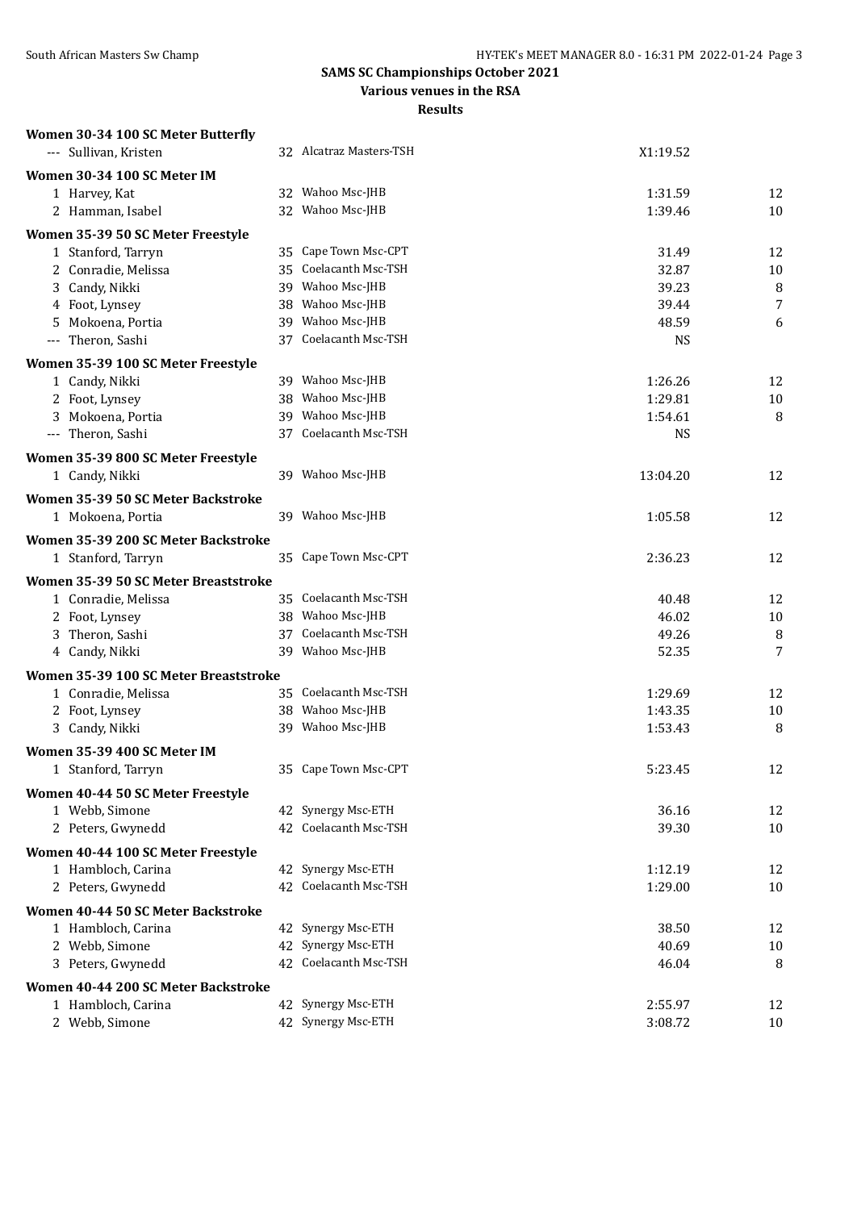## SAMS SC Championships October 2021

**Various venues in the RSA**

**Results**

### Women 30-34 100 SC Meter Butterfly

| Place | Name | Age | Team | Time | Points |
|---|---|---|---|---|---|
| --- | Sullivan, Kristen | 32 | Alcatraz Masters-TSH | X1:19.52 | |

### Women 30-34 100 SC Meter IM

| Place | Name | Age | Team | Time | Points |
|---|---|---|---|---|---|
| 1 | Harvey, Kat | 32 | Wahoo Msc-JHB | 1:31.59 | 12 |
| 2 | Hamman, Isabel | 32 | Wahoo Msc-JHB | 1:39.46 | 10 |

### Women 35-39 50 SC Meter Freestyle

| Place | Name | Age | Team | Time | Points |
|---|---|---|---|---|---|
| 1 | Stanford, Tarryn | 35 | Cape Town Msc-CPT | 31.49 | 12 |
| 2 | Conradie, Melissa | 35 | Coelacanth Msc-TSH | 32.87 | 10 |
| 3 | Candy, Nikki | 39 | Wahoo Msc-JHB | 39.23 | 8 |
| 4 | Foot, Lynsey | 38 | Wahoo Msc-JHB | 39.44 | 7 |
| 5 | Mokoena, Portia | 39 | Wahoo Msc-JHB | 48.59 | 6 |
| --- | Theron, Sashi | 37 | Coelacanth Msc-TSH | NS | |

### Women 35-39 100 SC Meter Freestyle

| Place | Name | Age | Team | Time | Points |
|---|---|---|---|---|---|
| 1 | Candy, Nikki | 39 | Wahoo Msc-JHB | 1:26.26 | 12 |
| 2 | Foot, Lynsey | 38 | Wahoo Msc-JHB | 1:29.81 | 10 |
| 3 | Mokoena, Portia | 39 | Wahoo Msc-JHB | 1:54.61 | 8 |
| --- | Theron, Sashi | 37 | Coelacanth Msc-TSH | NS | |

### Women 35-39 800 SC Meter Freestyle

| Place | Name | Age | Team | Time | Points |
|---|---|---|---|---|---|
| 1 | Candy, Nikki | 39 | Wahoo Msc-JHB | 13:04.20 | 12 |

### Women 35-39 50 SC Meter Backstroke

| Place | Name | Age | Team | Time | Points |
|---|---|---|---|---|---|
| 1 | Mokoena, Portia | 39 | Wahoo Msc-JHB | 1:05.58 | 12 |

### Women 35-39 200 SC Meter Backstroke

| Place | Name | Age | Team | Time | Points |
|---|---|---|---|---|---|
| 1 | Stanford, Tarryn | 35 | Cape Town Msc-CPT | 2:36.23 | 12 |

### Women 35-39 50 SC Meter Breaststroke

| Place | Name | Age | Team | Time | Points |
|---|---|---|---|---|---|
| 1 | Conradie, Melissa | 35 | Coelacanth Msc-TSH | 40.48 | 12 |
| 2 | Foot, Lynsey | 38 | Wahoo Msc-JHB | 46.02 | 10 |
| 3 | Theron, Sashi | 37 | Coelacanth Msc-TSH | 49.26 | 8 |
| 4 | Candy, Nikki | 39 | Wahoo Msc-JHB | 52.35 | 7 |

### Women 35-39 100 SC Meter Breaststroke

| Place | Name | Age | Team | Time | Points |
|---|---|---|---|---|---|
| 1 | Conradie, Melissa | 35 | Coelacanth Msc-TSH | 1:29.69 | 12 |
| 2 | Foot, Lynsey | 38 | Wahoo Msc-JHB | 1:43.35 | 10 |
| 3 | Candy, Nikki | 39 | Wahoo Msc-JHB | 1:53.43 | 8 |

### Women 35-39 400 SC Meter IM

| Place | Name | Age | Team | Time | Points |
|---|---|---|---|---|---|
| 1 | Stanford, Tarryn | 35 | Cape Town Msc-CPT | 5:23.45 | 12 |

### Women 40-44 50 SC Meter Freestyle

| Place | Name | Age | Team | Time | Points |
|---|---|---|---|---|---|
| 1 | Webb, Simone | 42 | Synergy Msc-ETH | 36.16 | 12 |
| 2 | Peters, Gwynedd | 42 | Coelacanth Msc-TSH | 39.30 | 10 |

### Women 40-44 100 SC Meter Freestyle

| Place | Name | Age | Team | Time | Points |
|---|---|---|---|---|---|
| 1 | Hambloch, Carina | 42 | Synergy Msc-ETH | 1:12.19 | 12 |
| 2 | Peters, Gwynedd | 42 | Coelacanth Msc-TSH | 1:29.00 | 10 |

### Women 40-44 50 SC Meter Backstroke

| Place | Name | Age | Team | Time | Points |
|---|---|---|---|---|---|
| 1 | Hambloch, Carina | 42 | Synergy Msc-ETH | 38.50 | 12 |
| 2 | Webb, Simone | 42 | Synergy Msc-ETH | 40.69 | 10 |
| 3 | Peters, Gwynedd | 42 | Coelacanth Msc-TSH | 46.04 | 8 |

### Women 40-44 200 SC Meter Backstroke

| Place | Name | Age | Team | Time | Points |
|---|---|---|---|---|---|
| 1 | Hambloch, Carina | 42 | Synergy Msc-ETH | 2:55.97 | 12 |
| 2 | Webb, Simone | 42 | Synergy Msc-ETH | 3:08.72 | 10 |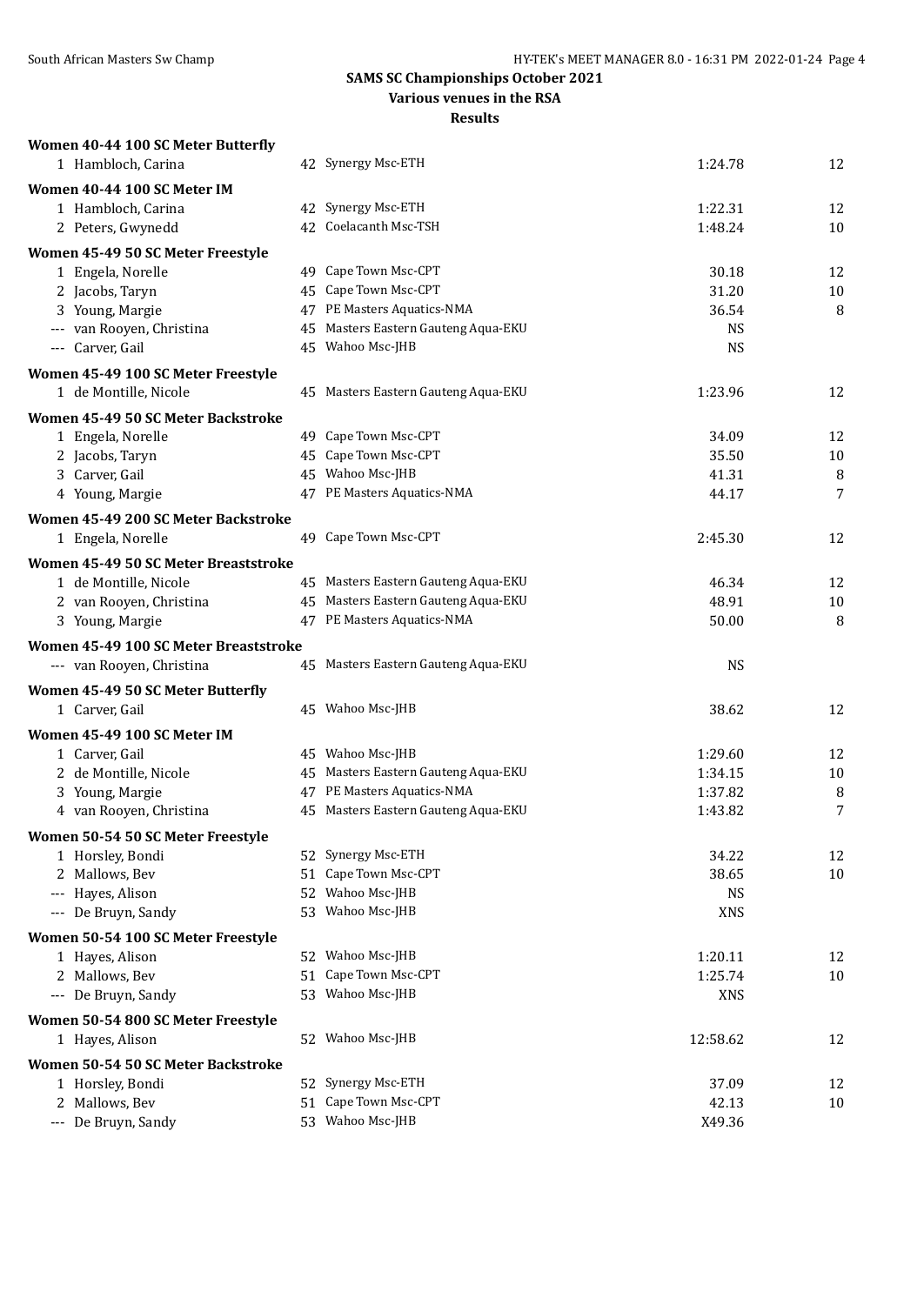## SAMS SC Championships October 2021

### Various venues in the RSA

### Results

**Women 40-44 100 SC Meter Butterfly**

| | Name | Age | Team | Time | Points |
|---|---|---|---|---|---|
| 1 | Hambloch, Carina | 42 | Synergy Msc-ETH | 1:24.78 | 12 |

**Women 40-44 100 SC Meter IM**

| | Name | Age | Team | Time | Points |
|---|---|---|---|---|---|
| 1 | Hambloch, Carina | 42 | Synergy Msc-ETH | 1:22.31 | 12 |
| 2 | Peters, Gwynedd | 42 | Coelacanth Msc-TSH | 1:48.24 | 10 |

**Women 45-49 50 SC Meter Freestyle**

| | Name | Age | Team | Time | Points |
|---|---|---|---|---|---|
| 1 | Engela, Norelle | 49 | Cape Town Msc-CPT | 30.18 | 12 |
| 2 | Jacobs, Taryn | 45 | Cape Town Msc-CPT | 31.20 | 10 |
| 3 | Young, Margie | 47 | PE Masters Aquatics-NMA | 36.54 | 8 |
| --- | van Rooyen, Christina | 45 | Masters Eastern Gauteng Aqua-EKU | NS | |
| --- | Carver, Gail | 45 | Wahoo Msc-JHB | NS | |

**Women 45-49 100 SC Meter Freestyle**

| | Name | Age | Team | Time | Points |
|---|---|---|---|---|---|
| 1 | de Montille, Nicole | 45 | Masters Eastern Gauteng Aqua-EKU | 1:23.96 | 12 |

**Women 45-49 50 SC Meter Backstroke**

| | Name | Age | Team | Time | Points |
|---|---|---|---|---|---|
| 1 | Engela, Norelle | 49 | Cape Town Msc-CPT | 34.09 | 12 |
| 2 | Jacobs, Taryn | 45 | Cape Town Msc-CPT | 35.50 | 10 |
| 3 | Carver, Gail | 45 | Wahoo Msc-JHB | 41.31 | 8 |
| 4 | Young, Margie | 47 | PE Masters Aquatics-NMA | 44.17 | 7 |

**Women 45-49 200 SC Meter Backstroke**

| | Name | Age | Team | Time | Points |
|---|---|---|---|---|---|
| 1 | Engela, Norelle | 49 | Cape Town Msc-CPT | 2:45.30 | 12 |

**Women 45-49 50 SC Meter Breaststroke**

| | Name | Age | Team | Time | Points |
|---|---|---|---|---|---|
| 1 | de Montille, Nicole | 45 | Masters Eastern Gauteng Aqua-EKU | 46.34 | 12 |
| 2 | van Rooyen, Christina | 45 | Masters Eastern Gauteng Aqua-EKU | 48.91 | 10 |
| 3 | Young, Margie | 47 | PE Masters Aquatics-NMA | 50.00 | 8 |

**Women 45-49 100 SC Meter Breaststroke**

| | Name | Age | Team | Time | Points |
|---|---|---|---|---|---|
| --- | van Rooyen, Christina | 45 | Masters Eastern Gauteng Aqua-EKU | NS | |

**Women 45-49 50 SC Meter Butterfly**

| | Name | Age | Team | Time | Points |
|---|---|---|---|---|---|
| 1 | Carver, Gail | 45 | Wahoo Msc-JHB | 38.62 | 12 |

**Women 45-49 100 SC Meter IM**

| | Name | Age | Team | Time | Points |
|---|---|---|---|---|---|
| 1 | Carver, Gail | 45 | Wahoo Msc-JHB | 1:29.60 | 12 |
| 2 | de Montille, Nicole | 45 | Masters Eastern Gauteng Aqua-EKU | 1:34.15 | 10 |
| 3 | Young, Margie | 47 | PE Masters Aquatics-NMA | 1:37.82 | 8 |
| 4 | van Rooyen, Christina | 45 | Masters Eastern Gauteng Aqua-EKU | 1:43.82 | 7 |

**Women 50-54 50 SC Meter Freestyle**

| | Name | Age | Team | Time | Points |
|---|---|---|---|---|---|
| 1 | Horsley, Bondi | 52 | Synergy Msc-ETH | 34.22 | 12 |
| 2 | Mallows, Bev | 51 | Cape Town Msc-CPT | 38.65 | 10 |
| --- | Hayes, Alison | 52 | Wahoo Msc-JHB | NS | |
| --- | De Bruyn, Sandy | 53 | Wahoo Msc-JHB | XNS | |

**Women 50-54 100 SC Meter Freestyle**

| | Name | Age | Team | Time | Points |
|---|---|---|---|---|---|
| 1 | Hayes, Alison | 52 | Wahoo Msc-JHB | 1:20.11 | 12 |
| 2 | Mallows, Bev | 51 | Cape Town Msc-CPT | 1:25.74 | 10 |
| --- | De Bruyn, Sandy | 53 | Wahoo Msc-JHB | XNS | |

**Women 50-54 800 SC Meter Freestyle**

| | Name | Age | Team | Time | Points |
|---|---|---|---|---|---|
| 1 | Hayes, Alison | 52 | Wahoo Msc-JHB | 12:58.62 | 12 |

**Women 50-54 50 SC Meter Backstroke**

| | Name | Age | Team | Time | Points |
|---|---|---|---|---|---|
| 1 | Horsley, Bondi | 52 | Synergy Msc-ETH | 37.09 | 12 |
| 2 | Mallows, Bev | 51 | Cape Town Msc-CPT | 42.13 | 10 |
| --- | De Bruyn, Sandy | 53 | Wahoo Msc-JHB | X49.36 | |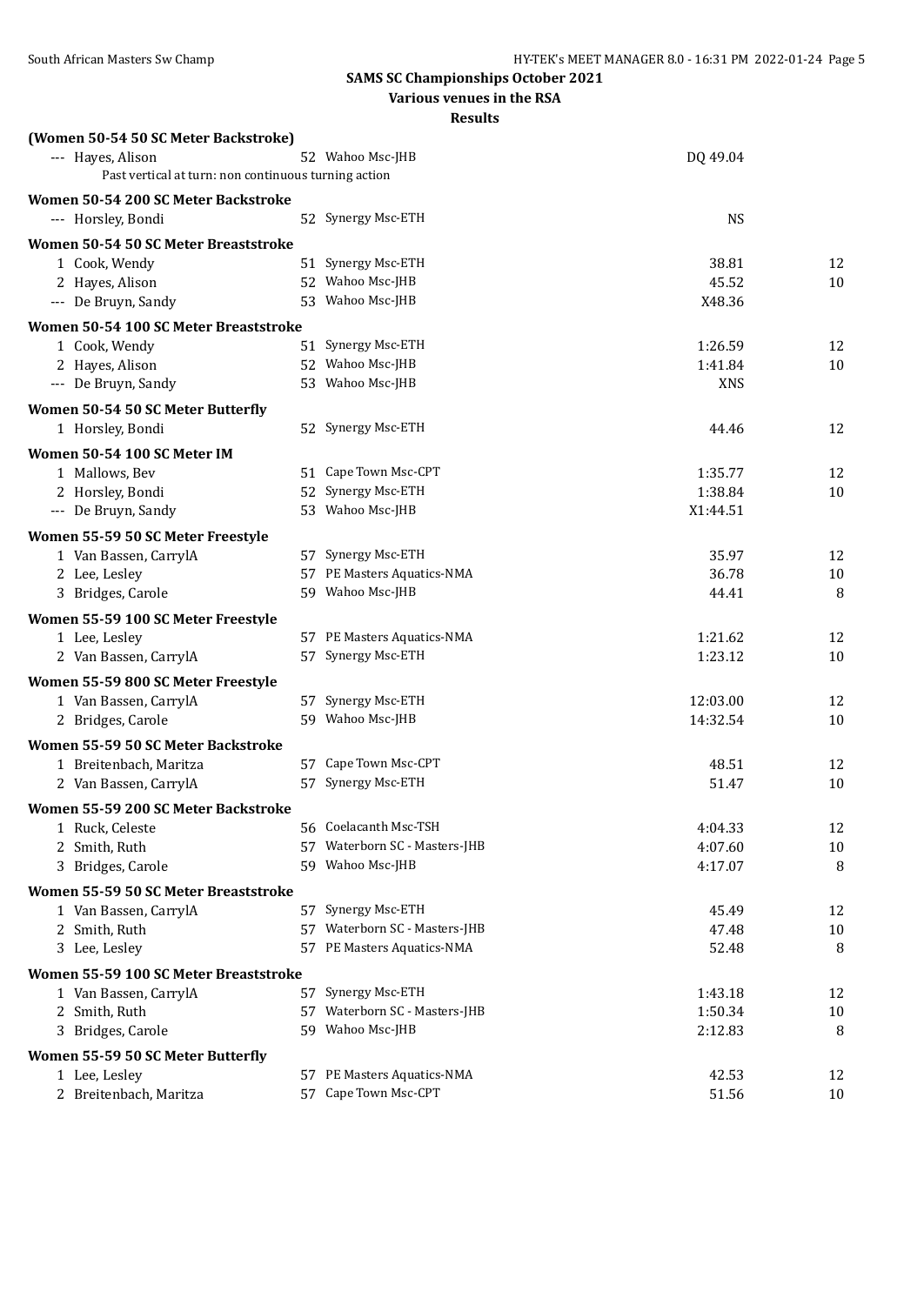**SAMS SC Championships October 2021**

**Various venues in the RSA**

**Results**

### (Women 50-54 50 SC Meter Backstroke)

| Place | Name | Age | Team | Time | Points |
|---|---|---|---|---|---|
| --- | Hayes, Alison | 52 | Wahoo Msc-JHB | DQ 49.04 | |

Past vertical at turn: non continuous turning action

### Women 50-54 200 SC Meter Backstroke

| Place | Name | Age | Team | Time | Points |
|---|---|---|---|---|---|
| --- | Horsley, Bondi | 52 | Synergy Msc-ETH | NS | |

### Women 50-54 50 SC Meter Breaststroke

| Place | Name | Age | Team | Time | Points |
|---|---|---|---|---|---|
| 1 | Cook, Wendy | 51 | Synergy Msc-ETH | 38.81 | 12 |
| 2 | Hayes, Alison | 52 | Wahoo Msc-JHB | 45.52 | 10 |
| --- | De Bruyn, Sandy | 53 | Wahoo Msc-JHB | X48.36 | |

### Women 50-54 100 SC Meter Breaststroke

| Place | Name | Age | Team | Time | Points |
|---|---|---|---|---|---|
| 1 | Cook, Wendy | 51 | Synergy Msc-ETH | 1:26.59 | 12 |
| 2 | Hayes, Alison | 52 | Wahoo Msc-JHB | 1:41.84 | 10 |
| --- | De Bruyn, Sandy | 53 | Wahoo Msc-JHB | XNS | |

### Women 50-54 50 SC Meter Butterfly

| Place | Name | Age | Team | Time | Points |
|---|---|---|---|---|---|
| 1 | Horsley, Bondi | 52 | Synergy Msc-ETH | 44.46 | 12 |

### Women 50-54 100 SC Meter IM

| Place | Name | Age | Team | Time | Points |
|---|---|---|---|---|---|
| 1 | Mallows, Bev | 51 | Cape Town Msc-CPT | 1:35.77 | 12 |
| 2 | Horsley, Bondi | 52 | Synergy Msc-ETH | 1:38.84 | 10 |
| --- | De Bruyn, Sandy | 53 | Wahoo Msc-JHB | X1:44.51 | |

### Women 55-59 50 SC Meter Freestyle

| Place | Name | Age | Team | Time | Points |
|---|---|---|---|---|---|
| 1 | Van Bassen, CarrylA | 57 | Synergy Msc-ETH | 35.97 | 12 |
| 2 | Lee, Lesley | 57 | PE Masters Aquatics-NMA | 36.78 | 10 |
| 3 | Bridges, Carole | 59 | Wahoo Msc-JHB | 44.41 | 8 |

### Women 55-59 100 SC Meter Freestyle

| Place | Name | Age | Team | Time | Points |
|---|---|---|---|---|---|
| 1 | Lee, Lesley | 57 | PE Masters Aquatics-NMA | 1:21.62 | 12 |
| 2 | Van Bassen, CarrylA | 57 | Synergy Msc-ETH | 1:23.12 | 10 |

### Women 55-59 800 SC Meter Freestyle

| Place | Name | Age | Team | Time | Points |
|---|---|---|---|---|---|
| 1 | Van Bassen, CarrylA | 57 | Synergy Msc-ETH | 12:03.00 | 12 |
| 2 | Bridges, Carole | 59 | Wahoo Msc-JHB | 14:32.54 | 10 |

### Women 55-59 50 SC Meter Backstroke

| Place | Name | Age | Team | Time | Points |
|---|---|---|---|---|---|
| 1 | Breitenbach, Maritza | 57 | Cape Town Msc-CPT | 48.51 | 12 |
| 2 | Van Bassen, CarrylA | 57 | Synergy Msc-ETH | 51.47 | 10 |

### Women 55-59 200 SC Meter Backstroke

| Place | Name | Age | Team | Time | Points |
|---|---|---|---|---|---|
| 1 | Ruck, Celeste | 56 | Coelacanth Msc-TSH | 4:04.33 | 12 |
| 2 | Smith, Ruth | 57 | Waterborn SC - Masters-JHB | 4:07.60 | 10 |
| 3 | Bridges, Carole | 59 | Wahoo Msc-JHB | 4:17.07 | 8 |

### Women 55-59 50 SC Meter Breaststroke

| Place | Name | Age | Team | Time | Points |
|---|---|---|---|---|---|
| 1 | Van Bassen, CarrylA | 57 | Synergy Msc-ETH | 45.49 | 12 |
| 2 | Smith, Ruth | 57 | Waterborn SC - Masters-JHB | 47.48 | 10 |
| 3 | Lee, Lesley | 57 | PE Masters Aquatics-NMA | 52.48 | 8 |

### Women 55-59 100 SC Meter Breaststroke

| Place | Name | Age | Team | Time | Points |
|---|---|---|---|---|---|
| 1 | Van Bassen, CarrylA | 57 | Synergy Msc-ETH | 1:43.18 | 12 |
| 2 | Smith, Ruth | 57 | Waterborn SC - Masters-JHB | 1:50.34 | 10 |
| 3 | Bridges, Carole | 59 | Wahoo Msc-JHB | 2:12.83 | 8 |

### Women 55-59 50 SC Meter Butterfly

| Place | Name | Age | Team | Time | Points |
|---|---|---|---|---|---|
| 1 | Lee, Lesley | 57 | PE Masters Aquatics-NMA | 42.53 | 12 |
| 2 | Breitenbach, Maritza | 57 | Cape Town Msc-CPT | 51.56 | 10 |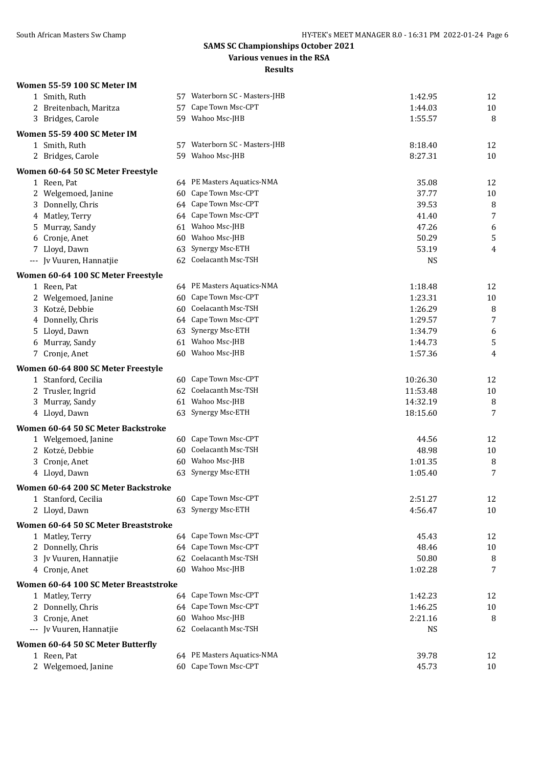**SAMS SC Championships October 2021**

**Various venues in the RSA**

**Results**

### Women 55-59 100 SC Meter IM

| | Name | Age | Team | Time | Points |
|---|---|---|---|---|---|
| 1 | Smith, Ruth | 57 | Waterborn SC - Masters-JHB | 1:42.95 | 12 |
| 2 | Breitenbach, Maritza | 57 | Cape Town Msc-CPT | 1:44.03 | 10 |
| 3 | Bridges, Carole | 59 | Wahoo Msc-JHB | 1:55.57 | 8 |

### Women 55-59 400 SC Meter IM

| | Name | Age | Team | Time | Points |
|---|---|---|---|---|---|
| 1 | Smith, Ruth | 57 | Waterborn SC - Masters-JHB | 8:18.40 | 12 |
| 2 | Bridges, Carole | 59 | Wahoo Msc-JHB | 8:27.31 | 10 |

### Women 60-64 50 SC Meter Freestyle

| | Name | Age | Team | Time | Points |
|---|---|---|---|---|---|
| 1 | Reen, Pat | 64 | PE Masters Aquatics-NMA | 35.08 | 12 |
| 2 | Welgemoed, Janine | 60 | Cape Town Msc-CPT | 37.77 | 10 |
| 3 | Donnelly, Chris | 64 | Cape Town Msc-CPT | 39.53 | 8 |
| 4 | Matley, Terry | 64 | Cape Town Msc-CPT | 41.40 | 7 |
| 5 | Murray, Sandy | 61 | Wahoo Msc-JHB | 47.26 | 6 |
| 6 | Cronje, Anet | 60 | Wahoo Msc-JHB | 50.29 | 5 |
| 7 | Lloyd, Dawn | 63 | Synergy Msc-ETH | 53.19 | 4 |
| --- | Jv Vuuren, Hannatjie | 62 | Coelacanth Msc-TSH | NS | |

### Women 60-64 100 SC Meter Freestyle

| | Name | Age | Team | Time | Points |
|---|---|---|---|---|---|
| 1 | Reen, Pat | 64 | PE Masters Aquatics-NMA | 1:18.48 | 12 |
| 2 | Welgemoed, Janine | 60 | Cape Town Msc-CPT | 1:23.31 | 10 |
| 3 | Kotzé, Debbie | 60 | Coelacanth Msc-TSH | 1:26.29 | 8 |
| 4 | Donnelly, Chris | 64 | Cape Town Msc-CPT | 1:29.57 | 7 |
| 5 | Lloyd, Dawn | 63 | Synergy Msc-ETH | 1:34.79 | 6 |
| 6 | Murray, Sandy | 61 | Wahoo Msc-JHB | 1:44.73 | 5 |
| 7 | Cronje, Anet | 60 | Wahoo Msc-JHB | 1:57.36 | 4 |

### Women 60-64 800 SC Meter Freestyle

| | Name | Age | Team | Time | Points |
|---|---|---|---|---|---|
| 1 | Stanford, Cecilia | 60 | Cape Town Msc-CPT | 10:26.30 | 12 |
| 2 | Trusler, Ingrid | 62 | Coelacanth Msc-TSH | 11:53.48 | 10 |
| 3 | Murray, Sandy | 61 | Wahoo Msc-JHB | 14:32.19 | 8 |
| 4 | Lloyd, Dawn | 63 | Synergy Msc-ETH | 18:15.60 | 7 |

### Women 60-64 50 SC Meter Backstroke

| | Name | Age | Team | Time | Points |
|---|---|---|---|---|---|
| 1 | Welgemoed, Janine | 60 | Cape Town Msc-CPT | 44.56 | 12 |
| 2 | Kotzé, Debbie | 60 | Coelacanth Msc-TSH | 48.98 | 10 |
| 3 | Cronje, Anet | 60 | Wahoo Msc-JHB | 1:01.35 | 8 |
| 4 | Lloyd, Dawn | 63 | Synergy Msc-ETH | 1:05.40 | 7 |

### Women 60-64 200 SC Meter Backstroke

| | Name | Age | Team | Time | Points |
|---|---|---|---|---|---|
| 1 | Stanford, Cecilia | 60 | Cape Town Msc-CPT | 2:51.27 | 12 |
| 2 | Lloyd, Dawn | 63 | Synergy Msc-ETH | 4:56.47 | 10 |

### Women 60-64 50 SC Meter Breaststroke

| | Name | Age | Team | Time | Points |
|---|---|---|---|---|---|
| 1 | Matley, Terry | 64 | Cape Town Msc-CPT | 45.43 | 12 |
| 2 | Donnelly, Chris | 64 | Cape Town Msc-CPT | 48.46 | 10 |
| 3 | Jv Vuuren, Hannatjie | 62 | Coelacanth Msc-TSH | 50.80 | 8 |
| 4 | Cronje, Anet | 60 | Wahoo Msc-JHB | 1:02.28 | 7 |

### Women 60-64 100 SC Meter Breaststroke

| | Name | Age | Team | Time | Points |
|---|---|---|---|---|---|
| 1 | Matley, Terry | 64 | Cape Town Msc-CPT | 1:42.23 | 12 |
| 2 | Donnelly, Chris | 64 | Cape Town Msc-CPT | 1:46.25 | 10 |
| 3 | Cronje, Anet | 60 | Wahoo Msc-JHB | 2:21.16 | 8 |
| --- | Jv Vuuren, Hannatjie | 62 | Coelacanth Msc-TSH | NS | |

### Women 60-64 50 SC Meter Butterfly

| | Name | Age | Team | Time | Points |
|---|---|---|---|---|---|
| 1 | Reen, Pat | 64 | PE Masters Aquatics-NMA | 39.78 | 12 |
| 2 | Welgemoed, Janine | 60 | Cape Town Msc-CPT | 45.73 | 10 |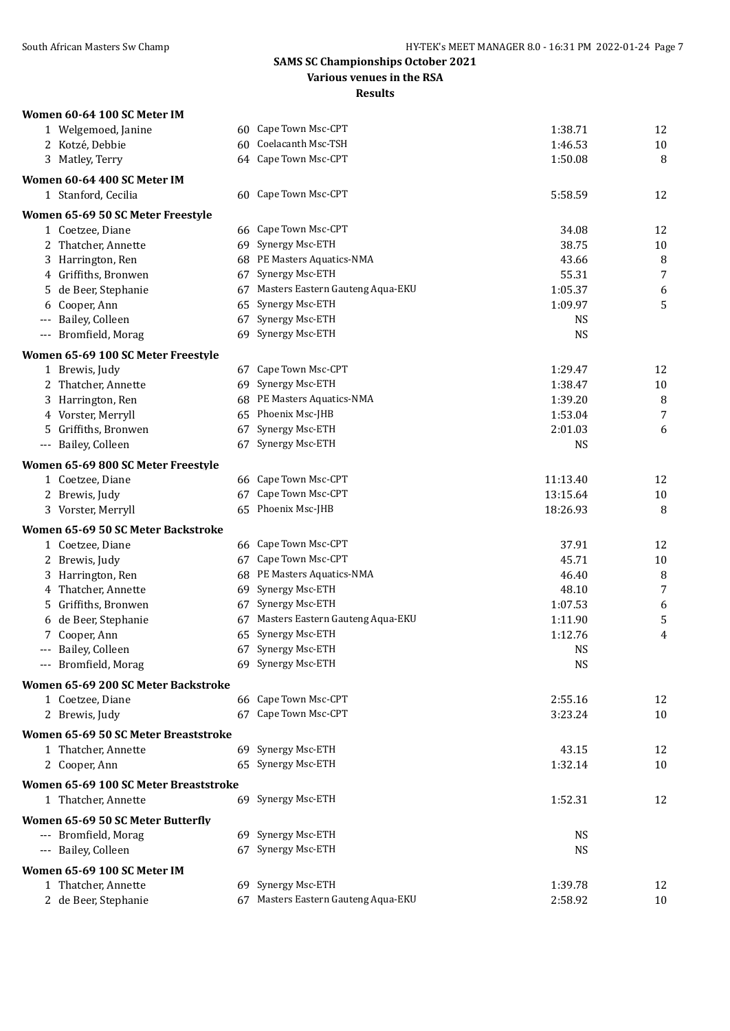# SAMS SC Championships October 2021

## Various venues in the RSA

### Results

**Women 60-64 100 SC Meter IM**

| | Name | Age | Team | Time | Points |
|---|---|---|---|---|---|
| 1 | Welgemoed, Janine | 60 | Cape Town Msc-CPT | 1:38.71 | 12 |
| 2 | Kotzé, Debbie | 60 | Coelacanth Msc-TSH | 1:46.53 | 10 |
| 3 | Matley, Terry | 64 | Cape Town Msc-CPT | 1:50.08 | 8 |

**Women 60-64 400 SC Meter IM**

| | Name | Age | Team | Time | Points |
|---|---|---|---|---|---|
| 1 | Stanford, Cecilia | 60 | Cape Town Msc-CPT | 5:58.59 | 12 |

**Women 65-69 50 SC Meter Freestyle**

| | Name | Age | Team | Time | Points |
|---|---|---|---|---|---|
| 1 | Coetzee, Diane | 66 | Cape Town Msc-CPT | 34.08 | 12 |
| 2 | Thatcher, Annette | 69 | Synergy Msc-ETH | 38.75 | 10 |
| 3 | Harrington, Ren | 68 | PE Masters Aquatics-NMA | 43.66 | 8 |
| 4 | Griffiths, Bronwen | 67 | Synergy Msc-ETH | 55.31 | 7 |
| 5 | de Beer, Stephanie | 67 | Masters Eastern Gauteng Aqua-EKU | 1:05.37 | 6 |
| 6 | Cooper, Ann | 65 | Synergy Msc-ETH | 1:09.97 | 5 |
| --- | Bailey, Colleen | 67 | Synergy Msc-ETH | NS | |
| --- | Bromfield, Morag | 69 | Synergy Msc-ETH | NS | |

**Women 65-69 100 SC Meter Freestyle**

| | Name | Age | Team | Time | Points |
|---|---|---|---|---|---|
| 1 | Brewis, Judy | 67 | Cape Town Msc-CPT | 1:29.47 | 12 |
| 2 | Thatcher, Annette | 69 | Synergy Msc-ETH | 1:38.47 | 10 |
| 3 | Harrington, Ren | 68 | PE Masters Aquatics-NMA | 1:39.20 | 8 |
| 4 | Vorster, Merryll | 65 | Phoenix Msc-JHB | 1:53.04 | 7 |
| 5 | Griffiths, Bronwen | 67 | Synergy Msc-ETH | 2:01.03 | 6 |
| --- | Bailey, Colleen | 67 | Synergy Msc-ETH | NS | |

**Women 65-69 800 SC Meter Freestyle**

| | Name | Age | Team | Time | Points |
|---|---|---|---|---|---|
| 1 | Coetzee, Diane | 66 | Cape Town Msc-CPT | 11:13.40 | 12 |
| 2 | Brewis, Judy | 67 | Cape Town Msc-CPT | 13:15.64 | 10 |
| 3 | Vorster, Merryll | 65 | Phoenix Msc-JHB | 18:26.93 | 8 |

**Women 65-69 50 SC Meter Backstroke**

| | Name | Age | Team | Time | Points |
|---|---|---|---|---|---|
| 1 | Coetzee, Diane | 66 | Cape Town Msc-CPT | 37.91 | 12 |
| 2 | Brewis, Judy | 67 | Cape Town Msc-CPT | 45.71 | 10 |
| 3 | Harrington, Ren | 68 | PE Masters Aquatics-NMA | 46.40 | 8 |
| 4 | Thatcher, Annette | 69 | Synergy Msc-ETH | 48.10 | 7 |
| 5 | Griffiths, Bronwen | 67 | Synergy Msc-ETH | 1:07.53 | 6 |
| 6 | de Beer, Stephanie | 67 | Masters Eastern Gauteng Aqua-EKU | 1:11.90 | 5 |
| 7 | Cooper, Ann | 65 | Synergy Msc-ETH | 1:12.76 | 4 |
| --- | Bailey, Colleen | 67 | Synergy Msc-ETH | NS | |
| --- | Bromfield, Morag | 69 | Synergy Msc-ETH | NS | |

**Women 65-69 200 SC Meter Backstroke**

| | Name | Age | Team | Time | Points |
|---|---|---|---|---|---|
| 1 | Coetzee, Diane | 66 | Cape Town Msc-CPT | 2:55.16 | 12 |
| 2 | Brewis, Judy | 67 | Cape Town Msc-CPT | 3:23.24 | 10 |

**Women 65-69 50 SC Meter Breaststroke**

| | Name | Age | Team | Time | Points |
|---|---|---|---|---|---|
| 1 | Thatcher, Annette | 69 | Synergy Msc-ETH | 43.15 | 12 |
| 2 | Cooper, Ann | 65 | Synergy Msc-ETH | 1:32.14 | 10 |

**Women 65-69 100 SC Meter Breaststroke**

| | Name | Age | Team | Time | Points |
|---|---|---|---|---|---|
| 1 | Thatcher, Annette | 69 | Synergy Msc-ETH | 1:52.31 | 12 |

**Women 65-69 50 SC Meter Butterfly**

| | Name | Age | Team | Time | Points |
|---|---|---|---|---|---|
| --- | Bromfield, Morag | 69 | Synergy Msc-ETH | NS | |
| --- | Bailey, Colleen | 67 | Synergy Msc-ETH | NS | |

**Women 65-69 100 SC Meter IM**

| | Name | Age | Team | Time | Points |
|---|---|---|---|---|---|
| 1 | Thatcher, Annette | 69 | Synergy Msc-ETH | 1:39.78 | 12 |
| 2 | de Beer, Stephanie | 67 | Masters Eastern Gauteng Aqua-EKU | 2:58.92 | 10 |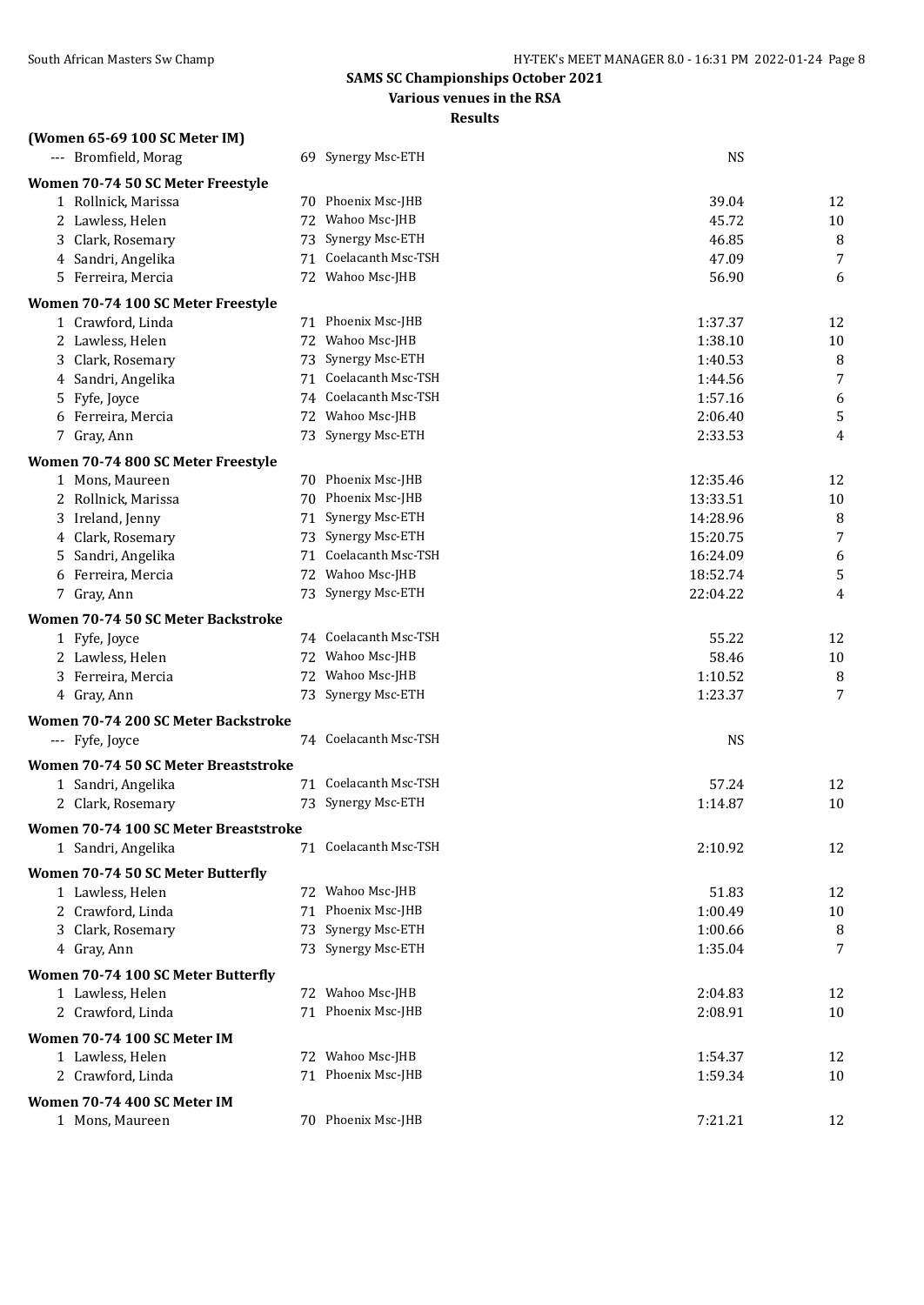**SAMS SC Championships October 2021**

**Various venues in the RSA**

**Results**

### (Women 65-69 100 SC Meter IM)

| Place | Name | Age | Team | Time | Points |
|---|---|---|---|---|---|
| --- | Bromfield, Morag | 69 | Synergy Msc-ETH | NS | |

### Women 70-74 50 SC Meter Freestyle

| Place | Name | Age | Team | Time | Points |
|---|---|---|---|---|---|
| 1 | Rollnick, Marissa | 70 | Phoenix Msc-JHB | 39.04 | 12 |
| 2 | Lawless, Helen | 72 | Wahoo Msc-JHB | 45.72 | 10 |
| 3 | Clark, Rosemary | 73 | Synergy Msc-ETH | 46.85 | 8 |
| 4 | Sandri, Angelika | 71 | Coelacanth Msc-TSH | 47.09 | 7 |
| 5 | Ferreira, Mercia | 72 | Wahoo Msc-JHB | 56.90 | 6 |

### Women 70-74 100 SC Meter Freestyle

| Place | Name | Age | Team | Time | Points |
|---|---|---|---|---|---|
| 1 | Crawford, Linda | 71 | Phoenix Msc-JHB | 1:37.37 | 12 |
| 2 | Lawless, Helen | 72 | Wahoo Msc-JHB | 1:38.10 | 10 |
| 3 | Clark, Rosemary | 73 | Synergy Msc-ETH | 1:40.53 | 8 |
| 4 | Sandri, Angelika | 71 | Coelacanth Msc-TSH | 1:44.56 | 7 |
| 5 | Fyfe, Joyce | 74 | Coelacanth Msc-TSH | 1:57.16 | 6 |
| 6 | Ferreira, Mercia | 72 | Wahoo Msc-JHB | 2:06.40 | 5 |
| 7 | Gray, Ann | 73 | Synergy Msc-ETH | 2:33.53 | 4 |

### Women 70-74 800 SC Meter Freestyle

| Place | Name | Age | Team | Time | Points |
|---|---|---|---|---|---|
| 1 | Mons, Maureen | 70 | Phoenix Msc-JHB | 12:35.46 | 12 |
| 2 | Rollnick, Marissa | 70 | Phoenix Msc-JHB | 13:33.51 | 10 |
| 3 | Ireland, Jenny | 71 | Synergy Msc-ETH | 14:28.96 | 8 |
| 4 | Clark, Rosemary | 73 | Synergy Msc-ETH | 15:20.75 | 7 |
| 5 | Sandri, Angelika | 71 | Coelacanth Msc-TSH | 16:24.09 | 6 |
| 6 | Ferreira, Mercia | 72 | Wahoo Msc-JHB | 18:52.74 | 5 |
| 7 | Gray, Ann | 73 | Synergy Msc-ETH | 22:04.22 | 4 |

### Women 70-74 50 SC Meter Backstroke

| Place | Name | Age | Team | Time | Points |
|---|---|---|---|---|---|
| 1 | Fyfe, Joyce | 74 | Coelacanth Msc-TSH | 55.22 | 12 |
| 2 | Lawless, Helen | 72 | Wahoo Msc-JHB | 58.46 | 10 |
| 3 | Ferreira, Mercia | 72 | Wahoo Msc-JHB | 1:10.52 | 8 |
| 4 | Gray, Ann | 73 | Synergy Msc-ETH | 1:23.37 | 7 |

### Women 70-74 200 SC Meter Backstroke

| Place | Name | Age | Team | Time | Points |
|---|---|---|---|---|---|
| --- | Fyfe, Joyce | 74 | Coelacanth Msc-TSH | NS | |

### Women 70-74 50 SC Meter Breaststroke

| Place | Name | Age | Team | Time | Points |
|---|---|---|---|---|---|
| 1 | Sandri, Angelika | 71 | Coelacanth Msc-TSH | 57.24 | 12 |
| 2 | Clark, Rosemary | 73 | Synergy Msc-ETH | 1:14.87 | 10 |

### Women 70-74 100 SC Meter Breaststroke

| Place | Name | Age | Team | Time | Points |
|---|---|---|---|---|---|
| 1 | Sandri, Angelika | 71 | Coelacanth Msc-TSH | 2:10.92 | 12 |

### Women 70-74 50 SC Meter Butterfly

| Place | Name | Age | Team | Time | Points |
|---|---|---|---|---|---|
| 1 | Lawless, Helen | 72 | Wahoo Msc-JHB | 51.83 | 12 |
| 2 | Crawford, Linda | 71 | Phoenix Msc-JHB | 1:00.49 | 10 |
| 3 | Clark, Rosemary | 73 | Synergy Msc-ETH | 1:00.66 | 8 |
| 4 | Gray, Ann | 73 | Synergy Msc-ETH | 1:35.04 | 7 |

### Women 70-74 100 SC Meter Butterfly

| Place | Name | Age | Team | Time | Points |
|---|---|---|---|---|---|
| 1 | Lawless, Helen | 72 | Wahoo Msc-JHB | 2:04.83 | 12 |
| 2 | Crawford, Linda | 71 | Phoenix Msc-JHB | 2:08.91 | 10 |

### Women 70-74 100 SC Meter IM

| Place | Name | Age | Team | Time | Points |
|---|---|---|---|---|---|
| 1 | Lawless, Helen | 72 | Wahoo Msc-JHB | 1:54.37 | 12 |
| 2 | Crawford, Linda | 71 | Phoenix Msc-JHB | 1:59.34 | 10 |

### Women 70-74 400 SC Meter IM

| Place | Name | Age | Team | Time | Points |
|---|---|---|---|---|---|
| 1 | Mons, Maureen | 70 | Phoenix Msc-JHB | 7:21.21 | 12 |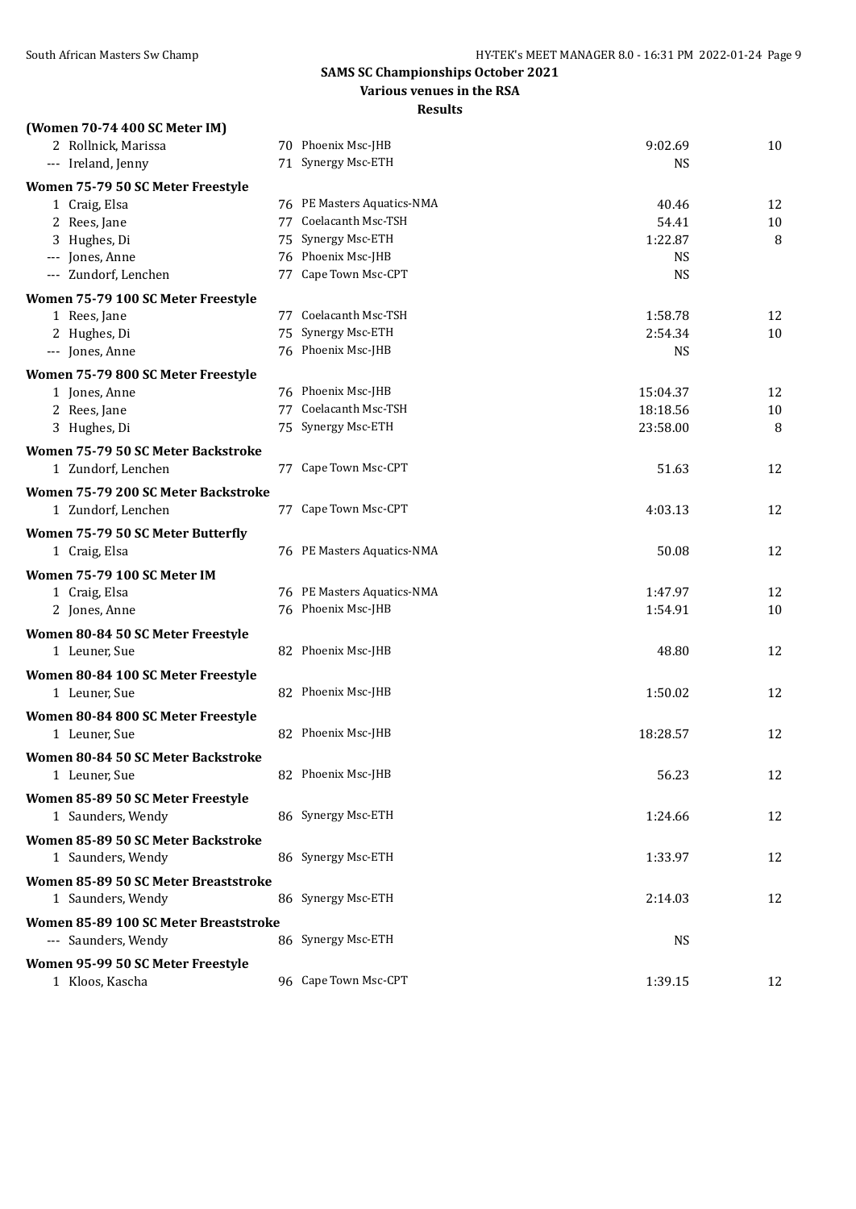## SAMS SC Championships October 2021

### Various venues in the RSA

### Results

**(Women 70-74 400 SC Meter IM)**

| | Name | Age | Team | Time | Points |
|---|---|---|---|---|---|
| 2 | Rollnick, Marissa | 70 | Phoenix Msc-JHB | 9:02.69 | 10 |
| --- | Ireland, Jenny | 71 | Synergy Msc-ETH | NS | |

**Women 75-79 50 SC Meter Freestyle**

| | Name | Age | Team | Time | Points |
|---|---|---|---|---|---|
| 1 | Craig, Elsa | 76 | PE Masters Aquatics-NMA | 40.46 | 12 |
| 2 | Rees, Jane | 77 | Coelacanth Msc-TSH | 54.41 | 10 |
| 3 | Hughes, Di | 75 | Synergy Msc-ETH | 1:22.87 | 8 |
| --- | Jones, Anne | 76 | Phoenix Msc-JHB | NS | |
| --- | Zundorf, Lenchen | 77 | Cape Town Msc-CPT | NS | |

**Women 75-79 100 SC Meter Freestyle**

| | Name | Age | Team | Time | Points |
|---|---|---|---|---|---|
| 1 | Rees, Jane | 77 | Coelacanth Msc-TSH | 1:58.78 | 12 |
| 2 | Hughes, Di | 75 | Synergy Msc-ETH | 2:54.34 | 10 |
| --- | Jones, Anne | 76 | Phoenix Msc-JHB | NS | |

**Women 75-79 800 SC Meter Freestyle**

| | Name | Age | Team | Time | Points |
|---|---|---|---|---|---|
| 1 | Jones, Anne | 76 | Phoenix Msc-JHB | 15:04.37 | 12 |
| 2 | Rees, Jane | 77 | Coelacanth Msc-TSH | 18:18.56 | 10 |
| 3 | Hughes, Di | 75 | Synergy Msc-ETH | 23:58.00 | 8 |

**Women 75-79 50 SC Meter Backstroke**

| | Name | Age | Team | Time | Points |
|---|---|---|---|---|---|
| 1 | Zundorf, Lenchen | 77 | Cape Town Msc-CPT | 51.63 | 12 |

**Women 75-79 200 SC Meter Backstroke**

| | Name | Age | Team | Time | Points |
|---|---|---|---|---|---|
| 1 | Zundorf, Lenchen | 77 | Cape Town Msc-CPT | 4:03.13 | 12 |

**Women 75-79 50 SC Meter Butterfly**

| | Name | Age | Team | Time | Points |
|---|---|---|---|---|---|
| 1 | Craig, Elsa | 76 | PE Masters Aquatics-NMA | 50.08 | 12 |

**Women 75-79 100 SC Meter IM**

| | Name | Age | Team | Time | Points |
|---|---|---|---|---|---|
| 1 | Craig, Elsa | 76 | PE Masters Aquatics-NMA | 1:47.97 | 12 |
| 2 | Jones, Anne | 76 | Phoenix Msc-JHB | 1:54.91 | 10 |

**Women 80-84 50 SC Meter Freestyle**

| | Name | Age | Team | Time | Points |
|---|---|---|---|---|---|
| 1 | Leuner, Sue | 82 | Phoenix Msc-JHB | 48.80 | 12 |

**Women 80-84 100 SC Meter Freestyle**

| | Name | Age | Team | Time | Points |
|---|---|---|---|---|---|
| 1 | Leuner, Sue | 82 | Phoenix Msc-JHB | 1:50.02 | 12 |

**Women 80-84 800 SC Meter Freestyle**

| | Name | Age | Team | Time | Points |
|---|---|---|---|---|---|
| 1 | Leuner, Sue | 82 | Phoenix Msc-JHB | 18:28.57 | 12 |

**Women 80-84 50 SC Meter Backstroke**

| | Name | Age | Team | Time | Points |
|---|---|---|---|---|---|
| 1 | Leuner, Sue | 82 | Phoenix Msc-JHB | 56.23 | 12 |

**Women 85-89 50 SC Meter Freestyle**

| | Name | Age | Team | Time | Points |
|---|---|---|---|---|---|
| 1 | Saunders, Wendy | 86 | Synergy Msc-ETH | 1:24.66 | 12 |

**Women 85-89 50 SC Meter Backstroke**

| | Name | Age | Team | Time | Points |
|---|---|---|---|---|---|
| 1 | Saunders, Wendy | 86 | Synergy Msc-ETH | 1:33.97 | 12 |

**Women 85-89 50 SC Meter Breaststroke**

| | Name | Age | Team | Time | Points |
|---|---|---|---|---|---|
| 1 | Saunders, Wendy | 86 | Synergy Msc-ETH | 2:14.03 | 12 |

**Women 85-89 100 SC Meter Breaststroke**

| | Name | Age | Team | Time | Points |
|---|---|---|---|---|---|
| --- | Saunders, Wendy | 86 | Synergy Msc-ETH | NS | |

**Women 95-99 50 SC Meter Freestyle**

| | Name | Age | Team | Time | Points |
|---|---|---|---|---|---|
| 1 | Kloos, Kascha | 96 | Cape Town Msc-CPT | 1:39.15 | 12 |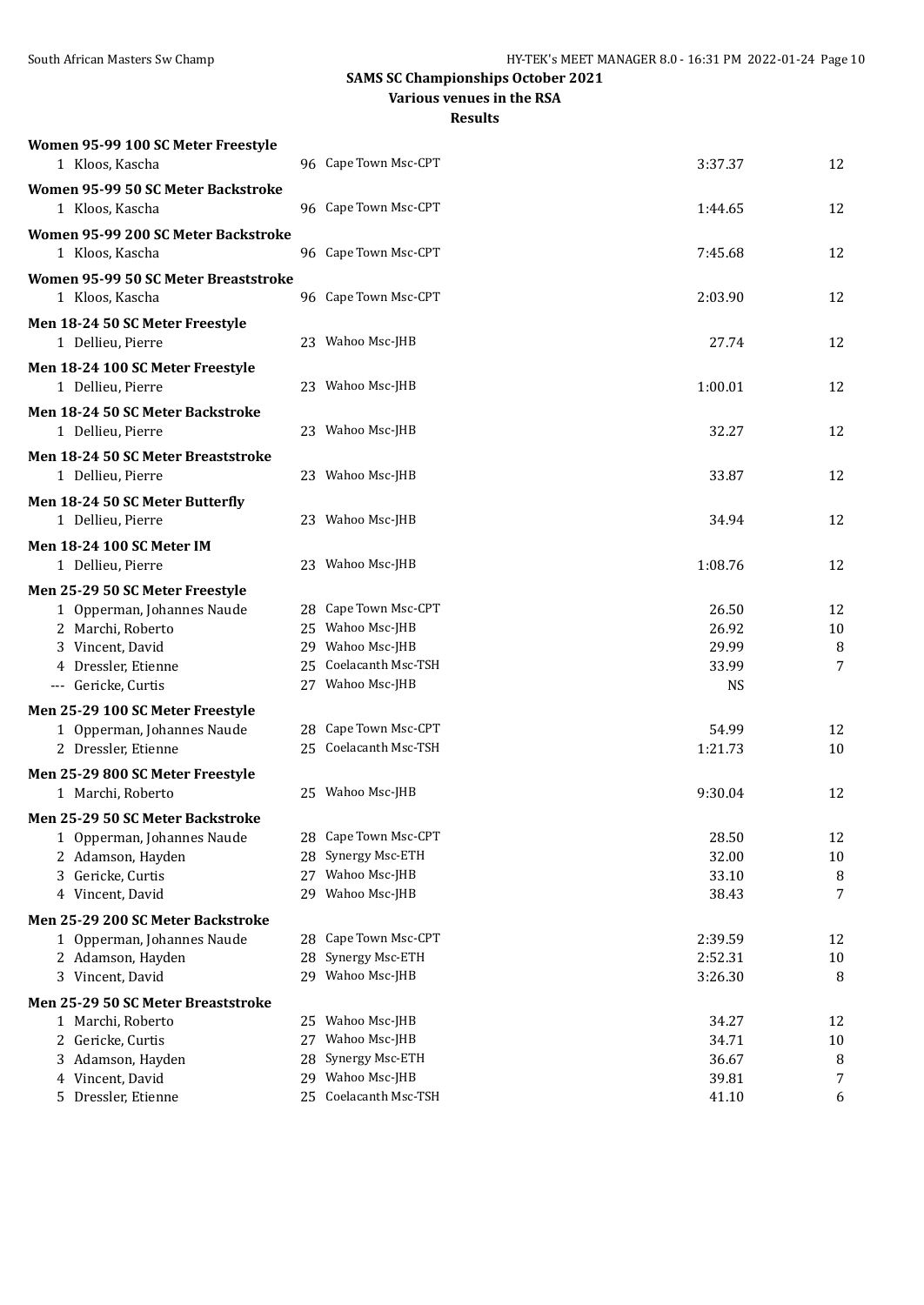## SAMS SC Championships October 2021

### Various venues in the RSA

### Results

**Women 95-99 100 SC Meter Freestyle**

| | Name | Age | Team | Time | Points |
|---|---|---|---|---|---|
| 1 | Kloos, Kascha | 96 | Cape Town Msc-CPT | 3:37.37 | 12 |

**Women 95-99 50 SC Meter Backstroke**

| | Name | Age | Team | Time | Points |
|---|---|---|---|---|---|
| 1 | Kloos, Kascha | 96 | Cape Town Msc-CPT | 1:44.65 | 12 |

**Women 95-99 200 SC Meter Backstroke**

| | Name | Age | Team | Time | Points |
|---|---|---|---|---|---|
| 1 | Kloos, Kascha | 96 | Cape Town Msc-CPT | 7:45.68 | 12 |

**Women 95-99 50 SC Meter Breaststroke**

| | Name | Age | Team | Time | Points |
|---|---|---|---|---|---|
| 1 | Kloos, Kascha | 96 | Cape Town Msc-CPT | 2:03.90 | 12 |

**Men 18-24 50 SC Meter Freestyle**

| | Name | Age | Team | Time | Points |
|---|---|---|---|---|---|
| 1 | Dellieu, Pierre | 23 | Wahoo Msc-JHB | 27.74 | 12 |

**Men 18-24 100 SC Meter Freestyle**

| | Name | Age | Team | Time | Points |
|---|---|---|---|---|---|
| 1 | Dellieu, Pierre | 23 | Wahoo Msc-JHB | 1:00.01 | 12 |

**Men 18-24 50 SC Meter Backstroke**

| | Name | Age | Team | Time | Points |
|---|---|---|---|---|---|
| 1 | Dellieu, Pierre | 23 | Wahoo Msc-JHB | 32.27 | 12 |

**Men 18-24 50 SC Meter Breaststroke**

| | Name | Age | Team | Time | Points |
|---|---|---|---|---|---|
| 1 | Dellieu, Pierre | 23 | Wahoo Msc-JHB | 33.87 | 12 |

**Men 18-24 50 SC Meter Butterfly**

| | Name | Age | Team | Time | Points |
|---|---|---|---|---|---|
| 1 | Dellieu, Pierre | 23 | Wahoo Msc-JHB | 34.94 | 12 |

**Men 18-24 100 SC Meter IM**

| | Name | Age | Team | Time | Points |
|---|---|---|---|---|---|
| 1 | Dellieu, Pierre | 23 | Wahoo Msc-JHB | 1:08.76 | 12 |

**Men 25-29 50 SC Meter Freestyle**

| | Name | Age | Team | Time | Points |
|---|---|---|---|---|---|
| 1 | Opperman, Johannes Naude | 28 | Cape Town Msc-CPT | 26.50 | 12 |
| 2 | Marchi, Roberto | 25 | Wahoo Msc-JHB | 26.92 | 10 |
| 3 | Vincent, David | 29 | Wahoo Msc-JHB | 29.99 | 8 |
| 4 | Dressler, Etienne | 25 | Coelacanth Msc-TSH | 33.99 | 7 |
| --- | Gericke, Curtis | 27 | Wahoo Msc-JHB | NS | |

**Men 25-29 100 SC Meter Freestyle**

| | Name | Age | Team | Time | Points |
|---|---|---|---|---|---|
| 1 | Opperman, Johannes Naude | 28 | Cape Town Msc-CPT | 54.99 | 12 |
| 2 | Dressler, Etienne | 25 | Coelacanth Msc-TSH | 1:21.73 | 10 |

**Men 25-29 800 SC Meter Freestyle**

| | Name | Age | Team | Time | Points |
|---|---|---|---|---|---|
| 1 | Marchi, Roberto | 25 | Wahoo Msc-JHB | 9:30.04 | 12 |

**Men 25-29 50 SC Meter Backstroke**

| | Name | Age | Team | Time | Points |
|---|---|---|---|---|---|
| 1 | Opperman, Johannes Naude | 28 | Cape Town Msc-CPT | 28.50 | 12 |
| 2 | Adamson, Hayden | 28 | Synergy Msc-ETH | 32.00 | 10 |
| 3 | Gericke, Curtis | 27 | Wahoo Msc-JHB | 33.10 | 8 |
| 4 | Vincent, David | 29 | Wahoo Msc-JHB | 38.43 | 7 |

**Men 25-29 200 SC Meter Backstroke**

| | Name | Age | Team | Time | Points |
|---|---|---|---|---|---|
| 1 | Opperman, Johannes Naude | 28 | Cape Town Msc-CPT | 2:39.59 | 12 |
| 2 | Adamson, Hayden | 28 | Synergy Msc-ETH | 2:52.31 | 10 |
| 3 | Vincent, David | 29 | Wahoo Msc-JHB | 3:26.30 | 8 |

**Men 25-29 50 SC Meter Breaststroke**

| | Name | Age | Team | Time | Points |
|---|---|---|---|---|---|
| 1 | Marchi, Roberto | 25 | Wahoo Msc-JHB | 34.27 | 12 |
| 2 | Gericke, Curtis | 27 | Wahoo Msc-JHB | 34.71 | 10 |
| 3 | Adamson, Hayden | 28 | Synergy Msc-ETH | 36.67 | 8 |
| 4 | Vincent, David | 29 | Wahoo Msc-JHB | 39.81 | 7 |
| 5 | Dressler, Etienne | 25 | Coelacanth Msc-TSH | 41.10 | 6 |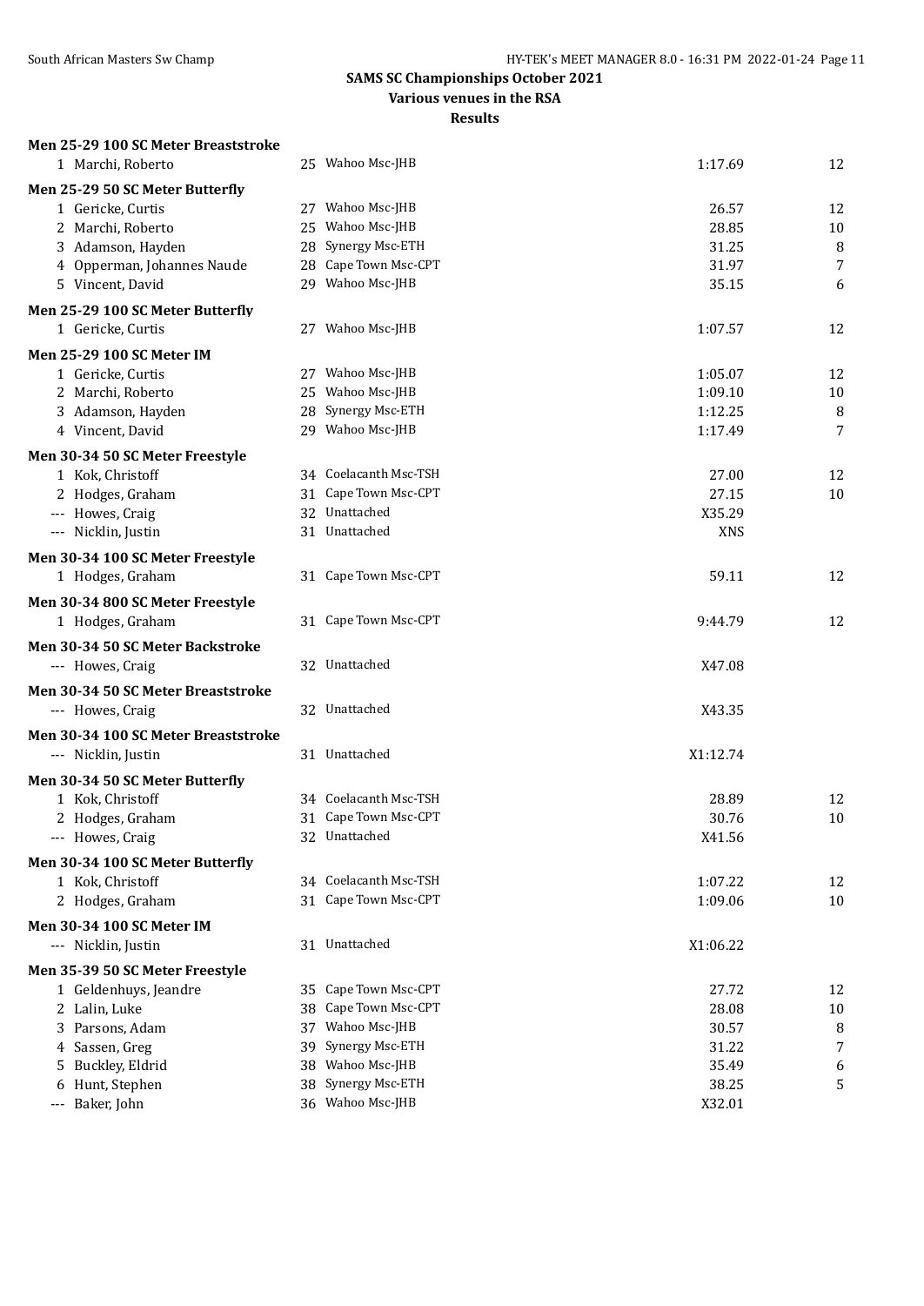## SAMS SC Championships October 2021

**Various venues in the RSA**

**Results**

### Men 25-29 100 SC Meter Breaststroke

| | Name | Age | Team | Time | Points |
|---|---|---|---|---|---|
| 1 | Marchi, Roberto | 25 | Wahoo Msc-JHB | 1:17.69 | 12 |

### Men 25-29 50 SC Meter Butterfly

| | Name | Age | Team | Time | Points |
|---|---|---|---|---|---|
| 1 | Gericke, Curtis | 27 | Wahoo Msc-JHB | 26.57 | 12 |
| 2 | Marchi, Roberto | 25 | Wahoo Msc-JHB | 28.85 | 10 |
| 3 | Adamson, Hayden | 28 | Synergy Msc-ETH | 31.25 | 8 |
| 4 | Opperman, Johannes Naude | 28 | Cape Town Msc-CPT | 31.97 | 7 |
| 5 | Vincent, David | 29 | Wahoo Msc-JHB | 35.15 | 6 |

### Men 25-29 100 SC Meter Butterfly

| | Name | Age | Team | Time | Points |
|---|---|---|---|---|---|
| 1 | Gericke, Curtis | 27 | Wahoo Msc-JHB | 1:07.57 | 12 |

### Men 25-29 100 SC Meter IM

| | Name | Age | Team | Time | Points |
|---|---|---|---|---|---|
| 1 | Gericke, Curtis | 27 | Wahoo Msc-JHB | 1:05.07 | 12 |
| 2 | Marchi, Roberto | 25 | Wahoo Msc-JHB | 1:09.10 | 10 |
| 3 | Adamson, Hayden | 28 | Synergy Msc-ETH | 1:12.25 | 8 |
| 4 | Vincent, David | 29 | Wahoo Msc-JHB | 1:17.49 | 7 |

### Men 30-34 50 SC Meter Freestyle

| | Name | Age | Team | Time | Points |
|---|---|---|---|---|---|
| 1 | Kok, Christoff | 34 | Coelacanth Msc-TSH | 27.00 | 12 |
| 2 | Hodges, Graham | 31 | Cape Town Msc-CPT | 27.15 | 10 |
| --- | Howes, Craig | 32 | Unattached | X35.29 | |
| --- | Nicklin, Justin | 31 | Unattached | XNS | |

### Men 30-34 100 SC Meter Freestyle

| | Name | Age | Team | Time | Points |
|---|---|---|---|---|---|
| 1 | Hodges, Graham | 31 | Cape Town Msc-CPT | 59.11 | 12 |

### Men 30-34 800 SC Meter Freestyle

| | Name | Age | Team | Time | Points |
|---|---|---|---|---|---|
| 1 | Hodges, Graham | 31 | Cape Town Msc-CPT | 9:44.79 | 12 |

### Men 30-34 50 SC Meter Backstroke

| | Name | Age | Team | Time | Points |
|---|---|---|---|---|---|
| --- | Howes, Craig | 32 | Unattached | X47.08 | |

### Men 30-34 50 SC Meter Breaststroke

| | Name | Age | Team | Time | Points |
|---|---|---|---|---|---|
| --- | Howes, Craig | 32 | Unattached | X43.35 | |

### Men 30-34 100 SC Meter Breaststroke

| | Name | Age | Team | Time | Points |
|---|---|---|---|---|---|
| --- | Nicklin, Justin | 31 | Unattached | X1:12.74 | |

### Men 30-34 50 SC Meter Butterfly

| | Name | Age | Team | Time | Points |
|---|---|---|---|---|---|
| 1 | Kok, Christoff | 34 | Coelacanth Msc-TSH | 28.89 | 12 |
| 2 | Hodges, Graham | 31 | Cape Town Msc-CPT | 30.76 | 10 |
| --- | Howes, Craig | 32 | Unattached | X41.56 | |

### Men 30-34 100 SC Meter Butterfly

| | Name | Age | Team | Time | Points |
|---|---|---|---|---|---|
| 1 | Kok, Christoff | 34 | Coelacanth Msc-TSH | 1:07.22 | 12 |
| 2 | Hodges, Graham | 31 | Cape Town Msc-CPT | 1:09.06 | 10 |

### Men 30-34 100 SC Meter IM

| | Name | Age | Team | Time | Points |
|---|---|---|---|---|---|
| --- | Nicklin, Justin | 31 | Unattached | X1:06.22 | |

### Men 35-39 50 SC Meter Freestyle

| | Name | Age | Team | Time | Points |
|---|---|---|---|---|---|
| 1 | Geldenhuys, Jeandre | 35 | Cape Town Msc-CPT | 27.72 | 12 |
| 2 | Lalin, Luke | 38 | Cape Town Msc-CPT | 28.08 | 10 |
| 3 | Parsons, Adam | 37 | Wahoo Msc-JHB | 30.57 | 8 |
| 4 | Sassen, Greg | 39 | Synergy Msc-ETH | 31.22 | 7 |
| 5 | Buckley, Eldrid | 38 | Wahoo Msc-JHB | 35.49 | 6 |
| 6 | Hunt, Stephen | 38 | Synergy Msc-ETH | 38.25 | 5 |
| --- | Baker, John | 36 | Wahoo Msc-JHB | X32.01 | |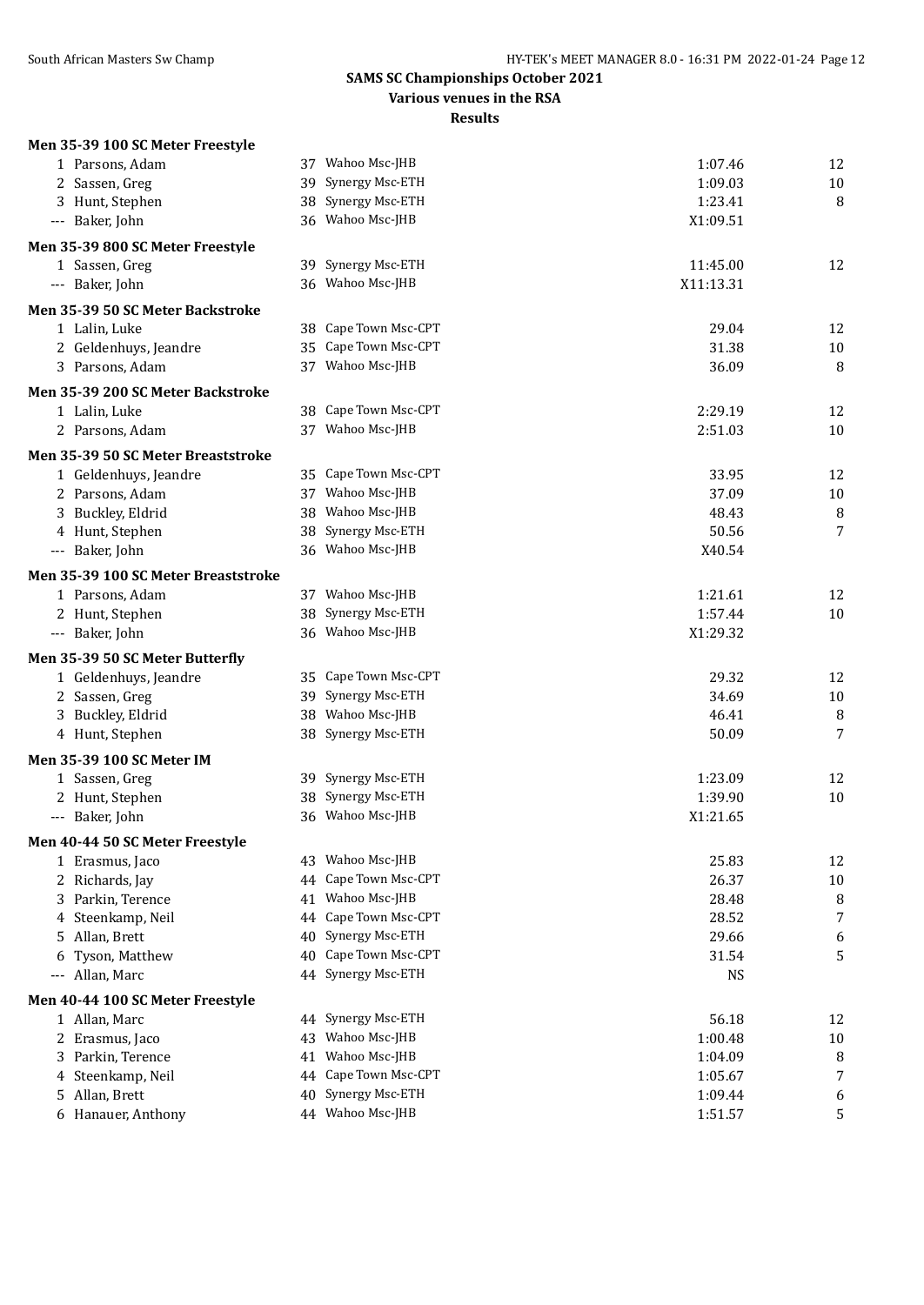# SAMS SC Championships October 2021

**Various venues in the RSA**

**Results**

### Men 35-39 100 SC Meter Freestyle

| Place | Name | Age | Team | Time | Points |
|---|---|---|---|---|---|
| 1 | Parsons, Adam | 37 | Wahoo Msc-JHB | 1:07.46 | 12 |
| 2 | Sassen, Greg | 39 | Synergy Msc-ETH | 1:09.03 | 10 |
| 3 | Hunt, Stephen | 38 | Synergy Msc-ETH | 1:23.41 | 8 |
| --- | Baker, John | 36 | Wahoo Msc-JHB | X1:09.51 | |

### Men 35-39 800 SC Meter Freestyle

| Place | Name | Age | Team | Time | Points |
|---|---|---|---|---|---|
| 1 | Sassen, Greg | 39 | Synergy Msc-ETH | 11:45.00 | 12 |
| --- | Baker, John | 36 | Wahoo Msc-JHB | X11:13.31 | |

### Men 35-39 50 SC Meter Backstroke

| Place | Name | Age | Team | Time | Points |
|---|---|---|---|---|---|
| 1 | Lalin, Luke | 38 | Cape Town Msc-CPT | 29.04 | 12 |
| 2 | Geldenhuys, Jeandre | 35 | Cape Town Msc-CPT | 31.38 | 10 |
| 3 | Parsons, Adam | 37 | Wahoo Msc-JHB | 36.09 | 8 |

### Men 35-39 200 SC Meter Backstroke

| Place | Name | Age | Team | Time | Points |
|---|---|---|---|---|---|
| 1 | Lalin, Luke | 38 | Cape Town Msc-CPT | 2:29.19 | 12 |
| 2 | Parsons, Adam | 37 | Wahoo Msc-JHB | 2:51.03 | 10 |

### Men 35-39 50 SC Meter Breaststroke

| Place | Name | Age | Team | Time | Points |
|---|---|---|---|---|---|
| 1 | Geldenhuys, Jeandre | 35 | Cape Town Msc-CPT | 33.95 | 12 |
| 2 | Parsons, Adam | 37 | Wahoo Msc-JHB | 37.09 | 10 |
| 3 | Buckley, Eldrid | 38 | Wahoo Msc-JHB | 48.43 | 8 |
| 4 | Hunt, Stephen | 38 | Synergy Msc-ETH | 50.56 | 7 |
| --- | Baker, John | 36 | Wahoo Msc-JHB | X40.54 | |

### Men 35-39 100 SC Meter Breaststroke

| Place | Name | Age | Team | Time | Points |
|---|---|---|---|---|---|
| 1 | Parsons, Adam | 37 | Wahoo Msc-JHB | 1:21.61 | 12 |
| 2 | Hunt, Stephen | 38 | Synergy Msc-ETH | 1:57.44 | 10 |
| --- | Baker, John | 36 | Wahoo Msc-JHB | X1:29.32 | |

### Men 35-39 50 SC Meter Butterfly

| Place | Name | Age | Team | Time | Points |
|---|---|---|---|---|---|
| 1 | Geldenhuys, Jeandre | 35 | Cape Town Msc-CPT | 29.32 | 12 |
| 2 | Sassen, Greg | 39 | Synergy Msc-ETH | 34.69 | 10 |
| 3 | Buckley, Eldrid | 38 | Wahoo Msc-JHB | 46.41 | 8 |
| 4 | Hunt, Stephen | 38 | Synergy Msc-ETH | 50.09 | 7 |

### Men 35-39 100 SC Meter IM

| Place | Name | Age | Team | Time | Points |
|---|---|---|---|---|---|
| 1 | Sassen, Greg | 39 | Synergy Msc-ETH | 1:23.09 | 12 |
| 2 | Hunt, Stephen | 38 | Synergy Msc-ETH | 1:39.90 | 10 |
| --- | Baker, John | 36 | Wahoo Msc-JHB | X1:21.65 | |

### Men 40-44 50 SC Meter Freestyle

| Place | Name | Age | Team | Time | Points |
|---|---|---|---|---|---|
| 1 | Erasmus, Jaco | 43 | Wahoo Msc-JHB | 25.83 | 12 |
| 2 | Richards, Jay | 44 | Cape Town Msc-CPT | 26.37 | 10 |
| 3 | Parkin, Terence | 41 | Wahoo Msc-JHB | 28.48 | 8 |
| 4 | Steenkamp, Neil | 44 | Cape Town Msc-CPT | 28.52 | 7 |
| 5 | Allan, Brett | 40 | Synergy Msc-ETH | 29.66 | 6 |
| 6 | Tyson, Matthew | 40 | Cape Town Msc-CPT | 31.54 | 5 |
| --- | Allan, Marc | 44 | Synergy Msc-ETH | NS | |

### Men 40-44 100 SC Meter Freestyle

| Place | Name | Age | Team | Time | Points |
|---|---|---|---|---|---|
| 1 | Allan, Marc | 44 | Synergy Msc-ETH | 56.18 | 12 |
| 2 | Erasmus, Jaco | 43 | Wahoo Msc-JHB | 1:00.48 | 10 |
| 3 | Parkin, Terence | 41 | Wahoo Msc-JHB | 1:04.09 | 8 |
| 4 | Steenkamp, Neil | 44 | Cape Town Msc-CPT | 1:05.67 | 7 |
| 5 | Allan, Brett | 40 | Synergy Msc-ETH | 1:09.44 | 6 |
| 6 | Hanauer, Anthony | 44 | Wahoo Msc-JHB | 1:51.57 | 5 |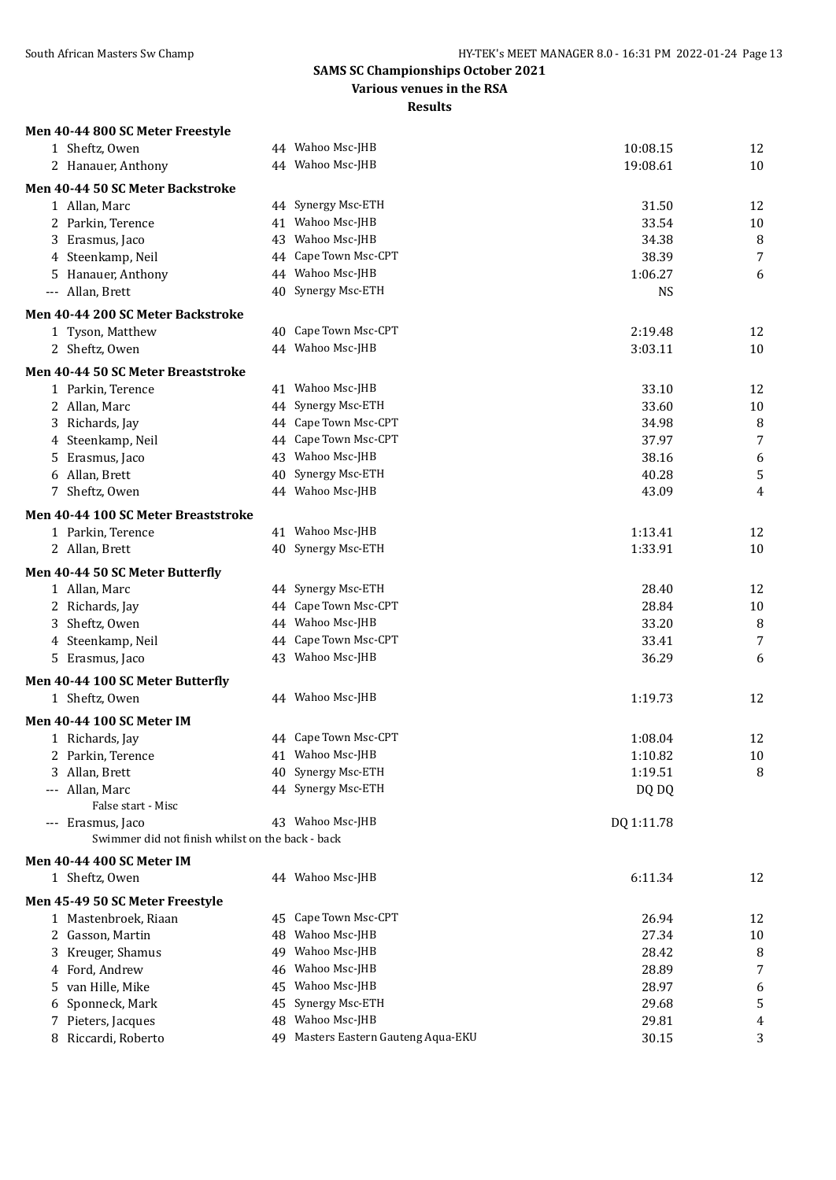## SAMS SC Championships October 2021

### Various venues in the RSA

### Results

#### Men 40-44 800 SC Meter Freestyle

| | Name | Age | Team | Time | Points |
|---|---|---|---|---|---|
| 1 | Sheftz, Owen | 44 | Wahoo Msc-JHB | 10:08.15 | 12 |
| 2 | Hanauer, Anthony | 44 | Wahoo Msc-JHB | 19:08.61 | 10 |

#### Men 40-44 50 SC Meter Backstroke

| | Name | Age | Team | Time | Points |
|---|---|---|---|---|---|
| 1 | Allan, Marc | 44 | Synergy Msc-ETH | 31.50 | 12 |
| 2 | Parkin, Terence | 41 | Wahoo Msc-JHB | 33.54 | 10 |
| 3 | Erasmus, Jaco | 43 | Wahoo Msc-JHB | 34.38 | 8 |
| 4 | Steenkamp, Neil | 44 | Cape Town Msc-CPT | 38.39 | 7 |
| 5 | Hanauer, Anthony | 44 | Wahoo Msc-JHB | 1:06.27 | 6 |
| --- | Allan, Brett | 40 | Synergy Msc-ETH | NS | |

#### Men 40-44 200 SC Meter Backstroke

| | Name | Age | Team | Time | Points |
|---|---|---|---|---|---|
| 1 | Tyson, Matthew | 40 | Cape Town Msc-CPT | 2:19.48 | 12 |
| 2 | Sheftz, Owen | 44 | Wahoo Msc-JHB | 3:03.11 | 10 |

#### Men 40-44 50 SC Meter Breaststroke

| | Name | Age | Team | Time | Points |
|---|---|---|---|---|---|
| 1 | Parkin, Terence | 41 | Wahoo Msc-JHB | 33.10 | 12 |
| 2 | Allan, Marc | 44 | Synergy Msc-ETH | 33.60 | 10 |
| 3 | Richards, Jay | 44 | Cape Town Msc-CPT | 34.98 | 8 |
| 4 | Steenkamp, Neil | 44 | Cape Town Msc-CPT | 37.97 | 7 |
| 5 | Erasmus, Jaco | 43 | Wahoo Msc-JHB | 38.16 | 6 |
| 6 | Allan, Brett | 40 | Synergy Msc-ETH | 40.28 | 5 |
| 7 | Sheftz, Owen | 44 | Wahoo Msc-JHB | 43.09 | 4 |

#### Men 40-44 100 SC Meter Breaststroke

| | Name | Age | Team | Time | Points |
|---|---|---|---|---|---|
| 1 | Parkin, Terence | 41 | Wahoo Msc-JHB | 1:13.41 | 12 |
| 2 | Allan, Brett | 40 | Synergy Msc-ETH | 1:33.91 | 10 |

#### Men 40-44 50 SC Meter Butterfly

| | Name | Age | Team | Time | Points |
|---|---|---|---|---|---|
| 1 | Allan, Marc | 44 | Synergy Msc-ETH | 28.40 | 12 |
| 2 | Richards, Jay | 44 | Cape Town Msc-CPT | 28.84 | 10 |
| 3 | Sheftz, Owen | 44 | Wahoo Msc-JHB | 33.20 | 8 |
| 4 | Steenkamp, Neil | 44 | Cape Town Msc-CPT | 33.41 | 7 |
| 5 | Erasmus, Jaco | 43 | Wahoo Msc-JHB | 36.29 | 6 |

#### Men 40-44 100 SC Meter Butterfly

| | Name | Age | Team | Time | Points |
|---|---|---|---|---|---|
| 1 | Sheftz, Owen | 44 | Wahoo Msc-JHB | 1:19.73 | 12 |

#### Men 40-44 100 SC Meter IM

| | Name | Age | Team | Time | Points |
|---|---|---|---|---|---|
| 1 | Richards, Jay | 44 | Cape Town Msc-CPT | 1:08.04 | 12 |
| 2 | Parkin, Terence | 41 | Wahoo Msc-JHB | 1:10.82 | 10 |
| 3 | Allan, Brett | 40 | Synergy Msc-ETH | 1:19.51 | 8 |
| --- | Allan, Marc | 44 | Synergy Msc-ETH | DQ DQ | |
| | False start - Misc | | | | |
| --- | Erasmus, Jaco | 43 | Wahoo Msc-JHB | DQ 1:11.78 | |
| | Swimmer did not finish whilst on the back - back | | | | |

#### Men 40-44 400 SC Meter IM

| | Name | Age | Team | Time | Points |
|---|---|---|---|---|---|
| 1 | Sheftz, Owen | 44 | Wahoo Msc-JHB | 6:11.34 | 12 |

#### Men 45-49 50 SC Meter Freestyle

| | Name | Age | Team | Time | Points |
|---|---|---|---|---|---|
| 1 | Mastenbroek, Riaan | 45 | Cape Town Msc-CPT | 26.94 | 12 |
| 2 | Gasson, Martin | 48 | Wahoo Msc-JHB | 27.34 | 10 |
| 3 | Kreuger, Shamus | 49 | Wahoo Msc-JHB | 28.42 | 8 |
| 4 | Ford, Andrew | 46 | Wahoo Msc-JHB | 28.89 | 7 |
| 5 | van Hille, Mike | 45 | Wahoo Msc-JHB | 28.97 | 6 |
| 6 | Sponneck, Mark | 45 | Synergy Msc-ETH | 29.68 | 5 |
| 7 | Pieters, Jacques | 48 | Wahoo Msc-JHB | 29.81 | 4 |
| 8 | Riccardi, Roberto | 49 | Masters Eastern Gauteng Aqua-EKU | 30.15 | 3 |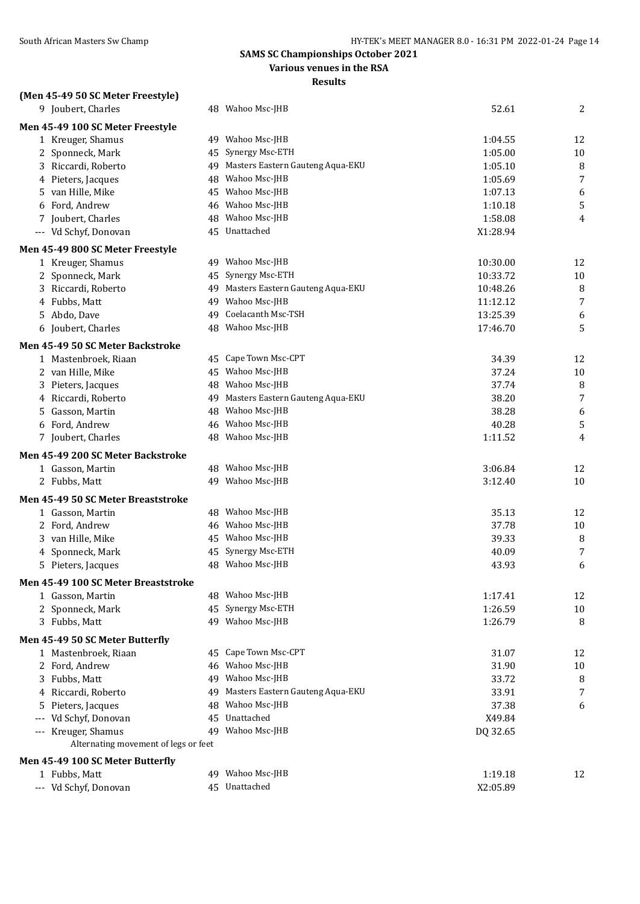## SAMS SC Championships October 2021

### Various venues in the RSA

### Results

**(Men 45-49 50 SC Meter Freestyle)**

| | Name | Age | Team | Time | Points |
|---|---|---|---|---|---|
| 9 | Joubert, Charles | 48 | Wahoo Msc-JHB | 52.61 | 2 |

**Men 45-49 100 SC Meter Freestyle**

| | Name | Age | Team | Time | Points |
|---|---|---|---|---|---|
| 1 | Kreuger, Shamus | 49 | Wahoo Msc-JHB | 1:04.55 | 12 |
| 2 | Sponneck, Mark | 45 | Synergy Msc-ETH | 1:05.00 | 10 |
| 3 | Riccardi, Roberto | 49 | Masters Eastern Gauteng Aqua-EKU | 1:05.10 | 8 |
| 4 | Pieters, Jacques | 48 | Wahoo Msc-JHB | 1:05.69 | 7 |
| 5 | van Hille, Mike | 45 | Wahoo Msc-JHB | 1:07.13 | 6 |
| 6 | Ford, Andrew | 46 | Wahoo Msc-JHB | 1:10.18 | 5 |
| 7 | Joubert, Charles | 48 | Wahoo Msc-JHB | 1:58.08 | 4 |
| --- | Vd Schyf, Donovan | 45 | Unattached | X1:28.94 | |

**Men 45-49 800 SC Meter Freestyle**

| | Name | Age | Team | Time | Points |
|---|---|---|---|---|---|
| 1 | Kreuger, Shamus | 49 | Wahoo Msc-JHB | 10:30.00 | 12 |
| 2 | Sponneck, Mark | 45 | Synergy Msc-ETH | 10:33.72 | 10 |
| 3 | Riccardi, Roberto | 49 | Masters Eastern Gauteng Aqua-EKU | 10:48.26 | 8 |
| 4 | Fubbs, Matt | 49 | Wahoo Msc-JHB | 11:12.12 | 7 |
| 5 | Abdo, Dave | 49 | Coelacanth Msc-TSH | 13:25.39 | 6 |
| 6 | Joubert, Charles | 48 | Wahoo Msc-JHB | 17:46.70 | 5 |

**Men 45-49 50 SC Meter Backstroke**

| | Name | Age | Team | Time | Points |
|---|---|---|---|---|---|
| 1 | Mastenbroek, Riaan | 45 | Cape Town Msc-CPT | 34.39 | 12 |
| 2 | van Hille, Mike | 45 | Wahoo Msc-JHB | 37.24 | 10 |
| 3 | Pieters, Jacques | 48 | Wahoo Msc-JHB | 37.74 | 8 |
| 4 | Riccardi, Roberto | 49 | Masters Eastern Gauteng Aqua-EKU | 38.20 | 7 |
| 5 | Gasson, Martin | 48 | Wahoo Msc-JHB | 38.28 | 6 |
| 6 | Ford, Andrew | 46 | Wahoo Msc-JHB | 40.28 | 5 |
| 7 | Joubert, Charles | 48 | Wahoo Msc-JHB | 1:11.52 | 4 |

**Men 45-49 200 SC Meter Backstroke**

| | Name | Age | Team | Time | Points |
|---|---|---|---|---|---|
| 1 | Gasson, Martin | 48 | Wahoo Msc-JHB | 3:06.84 | 12 |
| 2 | Fubbs, Matt | 49 | Wahoo Msc-JHB | 3:12.40 | 10 |

**Men 45-49 50 SC Meter Breaststroke**

| | Name | Age | Team | Time | Points |
|---|---|---|---|---|---|
| 1 | Gasson, Martin | 48 | Wahoo Msc-JHB | 35.13 | 12 |
| 2 | Ford, Andrew | 46 | Wahoo Msc-JHB | 37.78 | 10 |
| 3 | van Hille, Mike | 45 | Wahoo Msc-JHB | 39.33 | 8 |
| 4 | Sponneck, Mark | 45 | Synergy Msc-ETH | 40.09 | 7 |
| 5 | Pieters, Jacques | 48 | Wahoo Msc-JHB | 43.93 | 6 |

**Men 45-49 100 SC Meter Breaststroke**

| | Name | Age | Team | Time | Points |
|---|---|---|---|---|---|
| 1 | Gasson, Martin | 48 | Wahoo Msc-JHB | 1:17.41 | 12 |
| 2 | Sponneck, Mark | 45 | Synergy Msc-ETH | 1:26.59 | 10 |
| 3 | Fubbs, Matt | 49 | Wahoo Msc-JHB | 1:26.79 | 8 |

**Men 45-49 50 SC Meter Butterfly**

| | Name | Age | Team | Time | Points |
|---|---|---|---|---|---|
| 1 | Mastenbroek, Riaan | 45 | Cape Town Msc-CPT | 31.07 | 12 |
| 2 | Ford, Andrew | 46 | Wahoo Msc-JHB | 31.90 | 10 |
| 3 | Fubbs, Matt | 49 | Wahoo Msc-JHB | 33.72 | 8 |
| 4 | Riccardi, Roberto | 49 | Masters Eastern Gauteng Aqua-EKU | 33.91 | 7 |
| 5 | Pieters, Jacques | 48 | Wahoo Msc-JHB | 37.38 | 6 |
| --- | Vd Schyf, Donovan | 45 | Unattached | X49.84 | |
| --- | Kreuger, Shamus | 49 | Wahoo Msc-JHB | DQ 32.65 | |

Alternating movement of legs or feet

**Men 45-49 100 SC Meter Butterfly**

| | Name | Age | Team | Time | Points |
|---|---|---|---|---|---|
| 1 | Fubbs, Matt | 49 | Wahoo Msc-JHB | 1:19.18 | 12 |
| --- | Vd Schyf, Donovan | 45 | Unattached | X2:05.89 | |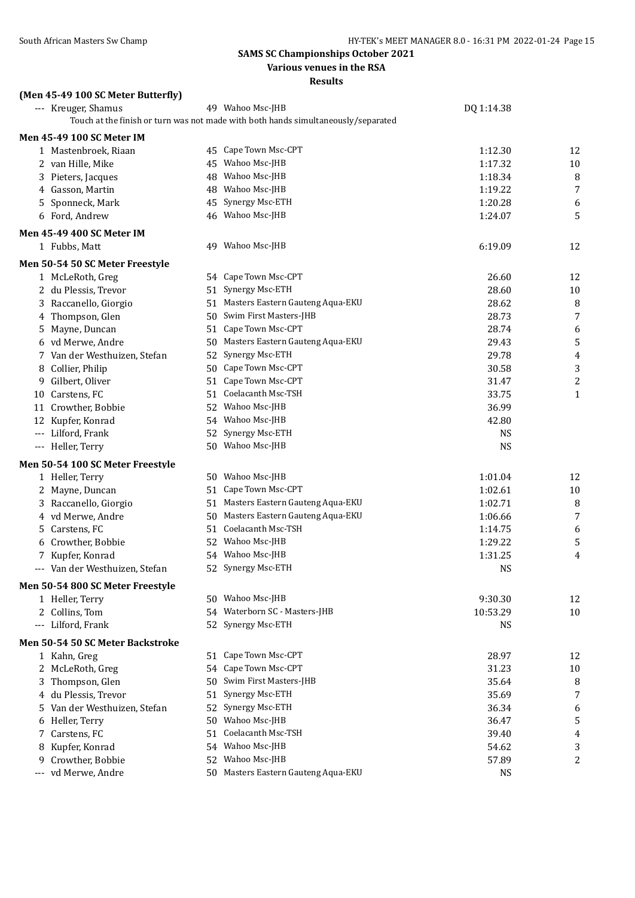## SAMS SC Championships October 2021

**Various venues in the RSA**

**Results**

### (Men 45-49 100 SC Meter Butterfly)

| Place | Name | Age | Team | Time | Points |
|---|---|---|---|---|---|
| --- | Kreuger, Shamus | 49 | Wahoo Msc-JHB | DQ 1:14.38 | |

Touch at the finish or turn was not made with both hands simultaneously/separated

### Men 45-49 100 SC Meter IM

| Place | Name | Age | Team | Time | Points |
|---|---|---|---|---|---|
| 1 | Mastenbroek, Riaan | 45 | Cape Town Msc-CPT | 1:12.30 | 12 |
| 2 | van Hille, Mike | 45 | Wahoo Msc-JHB | 1:17.32 | 10 |
| 3 | Pieters, Jacques | 48 | Wahoo Msc-JHB | 1:18.34 | 8 |
| 4 | Gasson, Martin | 48 | Wahoo Msc-JHB | 1:19.22 | 7 |
| 5 | Sponneck, Mark | 45 | Synergy Msc-ETH | 1:20.28 | 6 |
| 6 | Ford, Andrew | 46 | Wahoo Msc-JHB | 1:24.07 | 5 |

### Men 45-49 400 SC Meter IM

| Place | Name | Age | Team | Time | Points |
|---|---|---|---|---|---|
| 1 | Fubbs, Matt | 49 | Wahoo Msc-JHB | 6:19.09 | 12 |

### Men 50-54 50 SC Meter Freestyle

| Place | Name | Age | Team | Time | Points |
|---|---|---|---|---|---|
| 1 | McLeRoth, Greg | 54 | Cape Town Msc-CPT | 26.60 | 12 |
| 2 | du Plessis, Trevor | 51 | Synergy Msc-ETH | 28.60 | 10 |
| 3 | Raccanello, Giorgio | 51 | Masters Eastern Gauteng Aqua-EKU | 28.62 | 8 |
| 4 | Thompson, Glen | 50 | Swim First Masters-JHB | 28.73 | 7 |
| 5 | Mayne, Duncan | 51 | Cape Town Msc-CPT | 28.74 | 6 |
| 6 | vd Merwe, Andre | 50 | Masters Eastern Gauteng Aqua-EKU | 29.43 | 5 |
| 7 | Van der Westhuizen, Stefan | 52 | Synergy Msc-ETH | 29.78 | 4 |
| 8 | Collier, Philip | 50 | Cape Town Msc-CPT | 30.58 | 3 |
| 9 | Gilbert, Oliver | 51 | Cape Town Msc-CPT | 31.47 | 2 |
| 10 | Carstens, FC | 51 | Coelacanth Msc-TSH | 33.75 | 1 |
| 11 | Crowther, Bobbie | 52 | Wahoo Msc-JHB | 36.99 | |
| 12 | Kupfer, Konrad | 54 | Wahoo Msc-JHB | 42.80 | |
| --- | Lilford, Frank | 52 | Synergy Msc-ETH | NS | |
| --- | Heller, Terry | 50 | Wahoo Msc-JHB | NS | |

### Men 50-54 100 SC Meter Freestyle

| Place | Name | Age | Team | Time | Points |
|---|---|---|---|---|---|
| 1 | Heller, Terry | 50 | Wahoo Msc-JHB | 1:01.04 | 12 |
| 2 | Mayne, Duncan | 51 | Cape Town Msc-CPT | 1:02.61 | 10 |
| 3 | Raccanello, Giorgio | 51 | Masters Eastern Gauteng Aqua-EKU | 1:02.71 | 8 |
| 4 | vd Merwe, Andre | 50 | Masters Eastern Gauteng Aqua-EKU | 1:06.66 | 7 |
| 5 | Carstens, FC | 51 | Coelacanth Msc-TSH | 1:14.75 | 6 |
| 6 | Crowther, Bobbie | 52 | Wahoo Msc-JHB | 1:29.22 | 5 |
| 7 | Kupfer, Konrad | 54 | Wahoo Msc-JHB | 1:31.25 | 4 |
| --- | Van der Westhuizen, Stefan | 52 | Synergy Msc-ETH | NS | |

### Men 50-54 800 SC Meter Freestyle

| Place | Name | Age | Team | Time | Points |
|---|---|---|---|---|---|
| 1 | Heller, Terry | 50 | Wahoo Msc-JHB | 9:30.30 | 12 |
| 2 | Collins, Tom | 54 | Waterborn SC - Masters-JHB | 10:53.29 | 10 |
| --- | Lilford, Frank | 52 | Synergy Msc-ETH | NS | |

### Men 50-54 50 SC Meter Backstroke

| Place | Name | Age | Team | Time | Points |
|---|---|---|---|---|---|
| 1 | Kahn, Greg | 51 | Cape Town Msc-CPT | 28.97 | 12 |
| 2 | McLeRoth, Greg | 54 | Cape Town Msc-CPT | 31.23 | 10 |
| 3 | Thompson, Glen | 50 | Swim First Masters-JHB | 35.64 | 8 |
| 4 | du Plessis, Trevor | 51 | Synergy Msc-ETH | 35.69 | 7 |
| 5 | Van der Westhuizen, Stefan | 52 | Synergy Msc-ETH | 36.34 | 6 |
| 6 | Heller, Terry | 50 | Wahoo Msc-JHB | 36.47 | 5 |
| 7 | Carstens, FC | 51 | Coelacanth Msc-TSH | 39.40 | 4 |
| 8 | Kupfer, Konrad | 54 | Wahoo Msc-JHB | 54.62 | 3 |
| 9 | Crowther, Bobbie | 52 | Wahoo Msc-JHB | 57.89 | 2 |
| --- | vd Merwe, Andre | 50 | Masters Eastern Gauteng Aqua-EKU | NS | |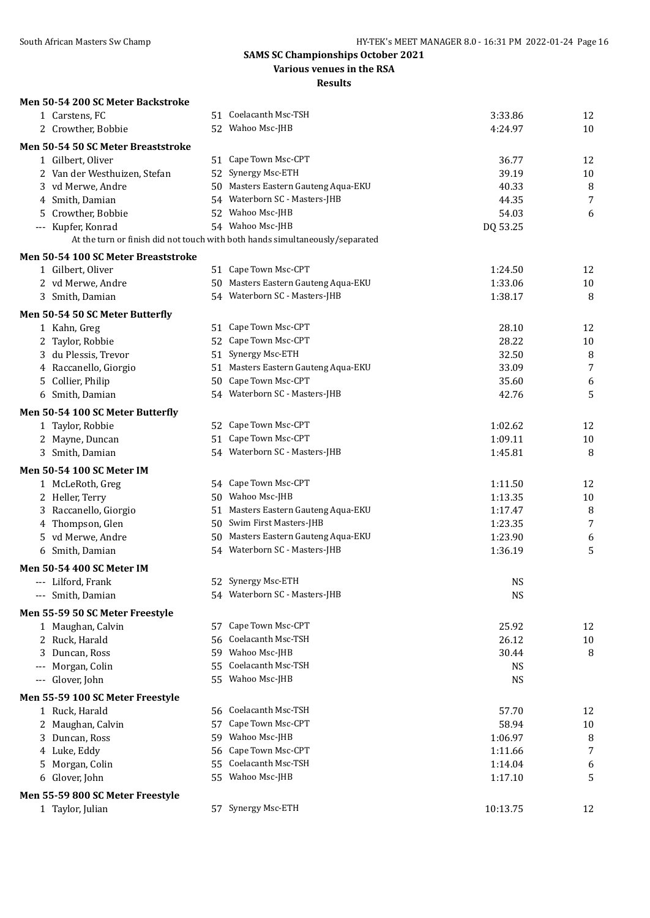## SAMS SC Championships October 2021

### Various venues in the RSA

### Results

#### Men 50-54 200 SC Meter Backstroke

| Place | Name | Age | Team | Time | Points |
|---|---|---|---|---|---|
| 1 | Carstens, FC | 51 | Coelacanth Msc-TSH | 3:33.86 | 12 |
| 2 | Crowther, Bobbie | 52 | Wahoo Msc-JHB | 4:24.97 | 10 |

#### Men 50-54 50 SC Meter Breaststroke

| Place | Name | Age | Team | Time | Points |
|---|---|---|---|---|---|
| 1 | Gilbert, Oliver | 51 | Cape Town Msc-CPT | 36.77 | 12 |
| 2 | Van der Westhuizen, Stefan | 52 | Synergy Msc-ETH | 39.19 | 10 |
| 3 | vd Merwe, Andre | 50 | Masters Eastern Gauteng Aqua-EKU | 40.33 | 8 |
| 4 | Smith, Damian | 54 | Waterborn SC - Masters-JHB | 44.35 | 7 |
| 5 | Crowther, Bobbie | 52 | Wahoo Msc-JHB | 54.03 | 6 |
| --- | Kupfer, Konrad | 54 | Wahoo Msc-JHB | DQ 53.25 | |

At the turn or finish did not touch with both hands simultaneously/separated

#### Men 50-54 100 SC Meter Breaststroke

| Place | Name | Age | Team | Time | Points |
|---|---|---|---|---|---|
| 1 | Gilbert, Oliver | 51 | Cape Town Msc-CPT | 1:24.50 | 12 |
| 2 | vd Merwe, Andre | 50 | Masters Eastern Gauteng Aqua-EKU | 1:33.06 | 10 |
| 3 | Smith, Damian | 54 | Waterborn SC - Masters-JHB | 1:38.17 | 8 |

#### Men 50-54 50 SC Meter Butterfly

| Place | Name | Age | Team | Time | Points |
|---|---|---|---|---|---|
| 1 | Kahn, Greg | 51 | Cape Town Msc-CPT | 28.10 | 12 |
| 2 | Taylor, Robbie | 52 | Cape Town Msc-CPT | 28.22 | 10 |
| 3 | du Plessis, Trevor | 51 | Synergy Msc-ETH | 32.50 | 8 |
| 4 | Raccanello, Giorgio | 51 | Masters Eastern Gauteng Aqua-EKU | 33.09 | 7 |
| 5 | Collier, Philip | 50 | Cape Town Msc-CPT | 35.60 | 6 |
| 6 | Smith, Damian | 54 | Waterborn SC - Masters-JHB | 42.76 | 5 |

#### Men 50-54 100 SC Meter Butterfly

| Place | Name | Age | Team | Time | Points |
|---|---|---|---|---|---|
| 1 | Taylor, Robbie | 52 | Cape Town Msc-CPT | 1:02.62 | 12 |
| 2 | Mayne, Duncan | 51 | Cape Town Msc-CPT | 1:09.11 | 10 |
| 3 | Smith, Damian | 54 | Waterborn SC - Masters-JHB | 1:45.81 | 8 |

#### Men 50-54 100 SC Meter IM

| Place | Name | Age | Team | Time | Points |
|---|---|---|---|---|---|
| 1 | McLeRoth, Greg | 54 | Cape Town Msc-CPT | 1:11.50 | 12 |
| 2 | Heller, Terry | 50 | Wahoo Msc-JHB | 1:13.35 | 10 |
| 3 | Raccanello, Giorgio | 51 | Masters Eastern Gauteng Aqua-EKU | 1:17.47 | 8 |
| 4 | Thompson, Glen | 50 | Swim First Masters-JHB | 1:23.35 | 7 |
| 5 | vd Merwe, Andre | 50 | Masters Eastern Gauteng Aqua-EKU | 1:23.90 | 6 |
| 6 | Smith, Damian | 54 | Waterborn SC - Masters-JHB | 1:36.19 | 5 |

#### Men 50-54 400 SC Meter IM

| Place | Name | Age | Team | Time | Points |
|---|---|---|---|---|---|
| --- | Lilford, Frank | 52 | Synergy Msc-ETH | NS | |
| --- | Smith, Damian | 54 | Waterborn SC - Masters-JHB | NS | |

#### Men 55-59 50 SC Meter Freestyle

| Place | Name | Age | Team | Time | Points |
|---|---|---|---|---|---|
| 1 | Maughan, Calvin | 57 | Cape Town Msc-CPT | 25.92 | 12 |
| 2 | Ruck, Harald | 56 | Coelacanth Msc-TSH | 26.12 | 10 |
| 3 | Duncan, Ross | 59 | Wahoo Msc-JHB | 30.44 | 8 |
| --- | Morgan, Colin | 55 | Coelacanth Msc-TSH | NS | |
| --- | Glover, John | 55 | Wahoo Msc-JHB | NS | |

#### Men 55-59 100 SC Meter Freestyle

| Place | Name | Age | Team | Time | Points |
|---|---|---|---|---|---|
| 1 | Ruck, Harald | 56 | Coelacanth Msc-TSH | 57.70 | 12 |
| 2 | Maughan, Calvin | 57 | Cape Town Msc-CPT | 58.94 | 10 |
| 3 | Duncan, Ross | 59 | Wahoo Msc-JHB | 1:06.97 | 8 |
| 4 | Luke, Eddy | 56 | Cape Town Msc-CPT | 1:11.66 | 7 |
| 5 | Morgan, Colin | 55 | Coelacanth Msc-TSH | 1:14.04 | 6 |
| 6 | Glover, John | 55 | Wahoo Msc-JHB | 1:17.10 | 5 |

#### Men 55-59 800 SC Meter Freestyle

| Place | Name | Age | Team | Time | Points |
|---|---|---|---|---|---|
| 1 | Taylor, Julian | 57 | Synergy Msc-ETH | 10:13.75 | 12 |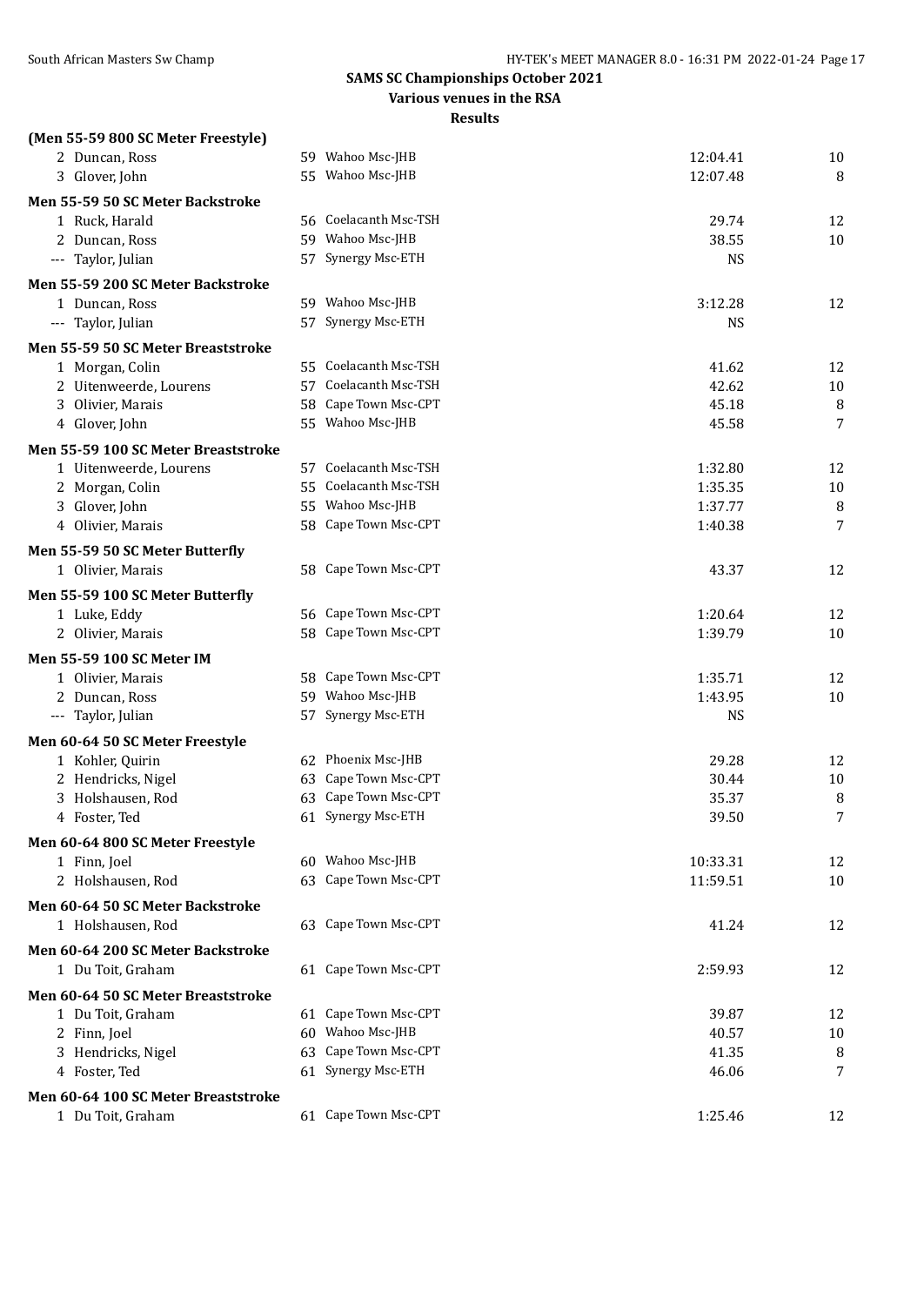## SAMS SC Championships October 2021

### Various venues in the RSA

### Results

**(Men 55-59 800 SC Meter Freestyle)**

| | Name | Age | Team | Time | Points |
|---|---|---|---|---|---|
| 2 | Duncan, Ross | 59 | Wahoo Msc-JHB | 12:04.41 | 10 |
| 3 | Glover, John | 55 | Wahoo Msc-JHB | 12:07.48 | 8 |

**Men 55-59 50 SC Meter Backstroke**

| | Name | Age | Team | Time | Points |
|---|---|---|---|---|---|
| 1 | Ruck, Harald | 56 | Coelacanth Msc-TSH | 29.74 | 12 |
| 2 | Duncan, Ross | 59 | Wahoo Msc-JHB | 38.55 | 10 |
| --- | Taylor, Julian | 57 | Synergy Msc-ETH | NS | |

**Men 55-59 200 SC Meter Backstroke**

| | Name | Age | Team | Time | Points |
|---|---|---|---|---|---|
| 1 | Duncan, Ross | 59 | Wahoo Msc-JHB | 3:12.28 | 12 |
| --- | Taylor, Julian | 57 | Synergy Msc-ETH | NS | |

**Men 55-59 50 SC Meter Breaststroke**

| | Name | Age | Team | Time | Points |
|---|---|---|---|---|---|
| 1 | Morgan, Colin | 55 | Coelacanth Msc-TSH | 41.62 | 12 |
| 2 | Uitenweerde, Lourens | 57 | Coelacanth Msc-TSH | 42.62 | 10 |
| 3 | Olivier, Marais | 58 | Cape Town Msc-CPT | 45.18 | 8 |
| 4 | Glover, John | 55 | Wahoo Msc-JHB | 45.58 | 7 |

**Men 55-59 100 SC Meter Breaststroke**

| | Name | Age | Team | Time | Points |
|---|---|---|---|---|---|
| 1 | Uitenweerde, Lourens | 57 | Coelacanth Msc-TSH | 1:32.80 | 12 |
| 2 | Morgan, Colin | 55 | Coelacanth Msc-TSH | 1:35.35 | 10 |
| 3 | Glover, John | 55 | Wahoo Msc-JHB | 1:37.77 | 8 |
| 4 | Olivier, Marais | 58 | Cape Town Msc-CPT | 1:40.38 | 7 |

**Men 55-59 50 SC Meter Butterfly**

| | Name | Age | Team | Time | Points |
|---|---|---|---|---|---|
| 1 | Olivier, Marais | 58 | Cape Town Msc-CPT | 43.37 | 12 |

**Men 55-59 100 SC Meter Butterfly**

| | Name | Age | Team | Time | Points |
|---|---|---|---|---|---|
| 1 | Luke, Eddy | 56 | Cape Town Msc-CPT | 1:20.64 | 12 |
| 2 | Olivier, Marais | 58 | Cape Town Msc-CPT | 1:39.79 | 10 |

**Men 55-59 100 SC Meter IM**

| | Name | Age | Team | Time | Points |
|---|---|---|---|---|---|
| 1 | Olivier, Marais | 58 | Cape Town Msc-CPT | 1:35.71 | 12 |
| 2 | Duncan, Ross | 59 | Wahoo Msc-JHB | 1:43.95 | 10 |
| --- | Taylor, Julian | 57 | Synergy Msc-ETH | NS | |

**Men 60-64 50 SC Meter Freestyle**

| | Name | Age | Team | Time | Points |
|---|---|---|---|---|---|
| 1 | Kohler, Quirin | 62 | Phoenix Msc-JHB | 29.28 | 12 |
| 2 | Hendricks, Nigel | 63 | Cape Town Msc-CPT | 30.44 | 10 |
| 3 | Holshausen, Rod | 63 | Cape Town Msc-CPT | 35.37 | 8 |
| 4 | Foster, Ted | 61 | Synergy Msc-ETH | 39.50 | 7 |

**Men 60-64 800 SC Meter Freestyle**

| | Name | Age | Team | Time | Points |
|---|---|---|---|---|---|
| 1 | Finn, Joel | 60 | Wahoo Msc-JHB | 10:33.31 | 12 |
| 2 | Holshausen, Rod | 63 | Cape Town Msc-CPT | 11:59.51 | 10 |

**Men 60-64 50 SC Meter Backstroke**

| | Name | Age | Team | Time | Points |
|---|---|---|---|---|---|
| 1 | Holshausen, Rod | 63 | Cape Town Msc-CPT | 41.24 | 12 |

**Men 60-64 200 SC Meter Backstroke**

| | Name | Age | Team | Time | Points |
|---|---|---|---|---|---|
| 1 | Du Toit, Graham | 61 | Cape Town Msc-CPT | 2:59.93 | 12 |

**Men 60-64 50 SC Meter Breaststroke**

| | Name | Age | Team | Time | Points |
|---|---|---|---|---|---|
| 1 | Du Toit, Graham | 61 | Cape Town Msc-CPT | 39.87 | 12 |
| 2 | Finn, Joel | 60 | Wahoo Msc-JHB | 40.57 | 10 |
| 3 | Hendricks, Nigel | 63 | Cape Town Msc-CPT | 41.35 | 8 |
| 4 | Foster, Ted | 61 | Synergy Msc-ETH | 46.06 | 7 |

**Men 60-64 100 SC Meter Breaststroke**

| | Name | Age | Team | Time | Points |
|---|---|---|---|---|---|
| 1 | Du Toit, Graham | 61 | Cape Town Msc-CPT | 1:25.46 | 12 |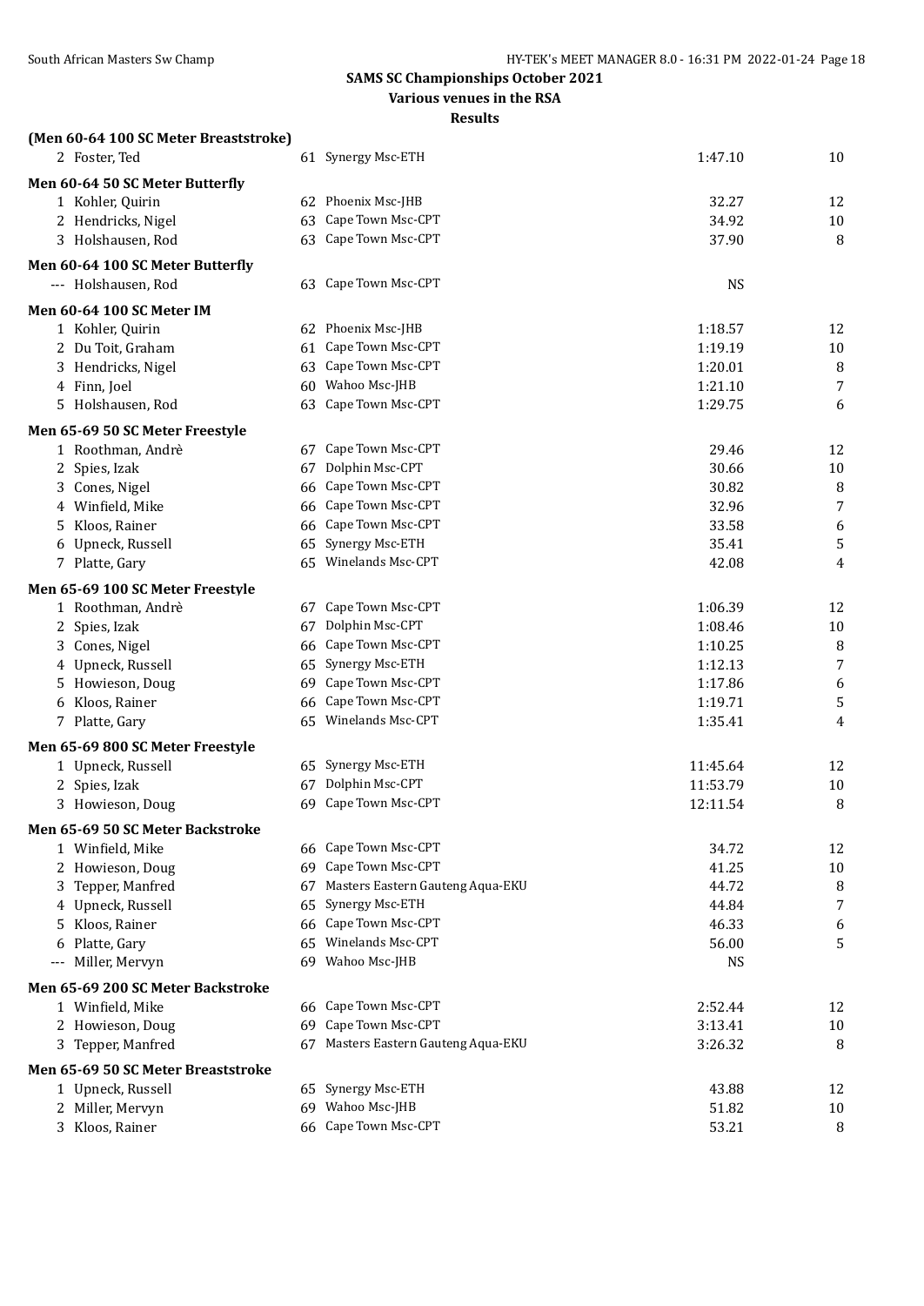**SAMS SC Championships October 2021**

**Various venues in the RSA**

**Results**

**(Men 60-64 100 SC Meter Breaststroke)**

| | | | | | |
|---|---|---|---|---|---|
| 2 | Foster, Ted | 61 | Synergy Msc-ETH | 1:47.10 | 10 |

**Men 60-64 50 SC Meter Butterfly**

| | | | | | |
|---|---|---|---|---|---|
| 1 | Kohler, Quirin | 62 | Phoenix Msc-JHB | 32.27 | 12 |
| 2 | Hendricks, Nigel | 63 | Cape Town Msc-CPT | 34.92 | 10 |
| 3 | Holshausen, Rod | 63 | Cape Town Msc-CPT | 37.90 | 8 |

**Men 60-64 100 SC Meter Butterfly**

| | | | | | |
|---|---|---|---|---|---|
| --- | Holshausen, Rod | 63 | Cape Town Msc-CPT | NS | |

**Men 60-64 100 SC Meter IM**

| | | | | | |
|---|---|---|---|---|---|
| 1 | Kohler, Quirin | 62 | Phoenix Msc-JHB | 1:18.57 | 12 |
| 2 | Du Toit, Graham | 61 | Cape Town Msc-CPT | 1:19.19 | 10 |
| 3 | Hendricks, Nigel | 63 | Cape Town Msc-CPT | 1:20.01 | 8 |
| 4 | Finn, Joel | 60 | Wahoo Msc-JHB | 1:21.10 | 7 |
| 5 | Holshausen, Rod | 63 | Cape Town Msc-CPT | 1:29.75 | 6 |

**Men 65-69 50 SC Meter Freestyle**

| | | | | | |
|---|---|---|---|---|---|
| 1 | Roothman, Andrè | 67 | Cape Town Msc-CPT | 29.46 | 12 |
| 2 | Spies, Izak | 67 | Dolphin Msc-CPT | 30.66 | 10 |
| 3 | Cones, Nigel | 66 | Cape Town Msc-CPT | 30.82 | 8 |
| 4 | Winfield, Mike | 66 | Cape Town Msc-CPT | 32.96 | 7 |
| 5 | Kloos, Rainer | 66 | Cape Town Msc-CPT | 33.58 | 6 |
| 6 | Upneck, Russell | 65 | Synergy Msc-ETH | 35.41 | 5 |
| 7 | Platte, Gary | 65 | Winelands Msc-CPT | 42.08 | 4 |

**Men 65-69 100 SC Meter Freestyle**

| | | | | | |
|---|---|---|---|---|---|
| 1 | Roothman, Andrè | 67 | Cape Town Msc-CPT | 1:06.39 | 12 |
| 2 | Spies, Izak | 67 | Dolphin Msc-CPT | 1:08.46 | 10 |
| 3 | Cones, Nigel | 66 | Cape Town Msc-CPT | 1:10.25 | 8 |
| 4 | Upneck, Russell | 65 | Synergy Msc-ETH | 1:12.13 | 7 |
| 5 | Howieson, Doug | 69 | Cape Town Msc-CPT | 1:17.86 | 6 |
| 6 | Kloos, Rainer | 66 | Cape Town Msc-CPT | 1:19.71 | 5 |
| 7 | Platte, Gary | 65 | Winelands Msc-CPT | 1:35.41 | 4 |

**Men 65-69 800 SC Meter Freestyle**

| | | | | | |
|---|---|---|---|---|---|
| 1 | Upneck, Russell | 65 | Synergy Msc-ETH | 11:45.64 | 12 |
| 2 | Spies, Izak | 67 | Dolphin Msc-CPT | 11:53.79 | 10 |
| 3 | Howieson, Doug | 69 | Cape Town Msc-CPT | 12:11.54 | 8 |

**Men 65-69 50 SC Meter Backstroke**

| | | | | | |
|---|---|---|---|---|---|
| 1 | Winfield, Mike | 66 | Cape Town Msc-CPT | 34.72 | 12 |
| 2 | Howieson, Doug | 69 | Cape Town Msc-CPT | 41.25 | 10 |
| 3 | Tepper, Manfred | 67 | Masters Eastern Gauteng Aqua-EKU | 44.72 | 8 |
| 4 | Upneck, Russell | 65 | Synergy Msc-ETH | 44.84 | 7 |
| 5 | Kloos, Rainer | 66 | Cape Town Msc-CPT | 46.33 | 6 |
| 6 | Platte, Gary | 65 | Winelands Msc-CPT | 56.00 | 5 |
| --- | Miller, Mervyn | 69 | Wahoo Msc-JHB | NS | |

**Men 65-69 200 SC Meter Backstroke**

| | | | | | |
|---|---|---|---|---|---|
| 1 | Winfield, Mike | 66 | Cape Town Msc-CPT | 2:52.44 | 12 |
| 2 | Howieson, Doug | 69 | Cape Town Msc-CPT | 3:13.41 | 10 |
| 3 | Tepper, Manfred | 67 | Masters Eastern Gauteng Aqua-EKU | 3:26.32 | 8 |

**Men 65-69 50 SC Meter Breaststroke**

| | | | | | |
|---|---|---|---|---|---|
| 1 | Upneck, Russell | 65 | Synergy Msc-ETH | 43.88 | 12 |
| 2 | Miller, Mervyn | 69 | Wahoo Msc-JHB | 51.82 | 10 |
| 3 | Kloos, Rainer | 66 | Cape Town Msc-CPT | 53.21 | 8 |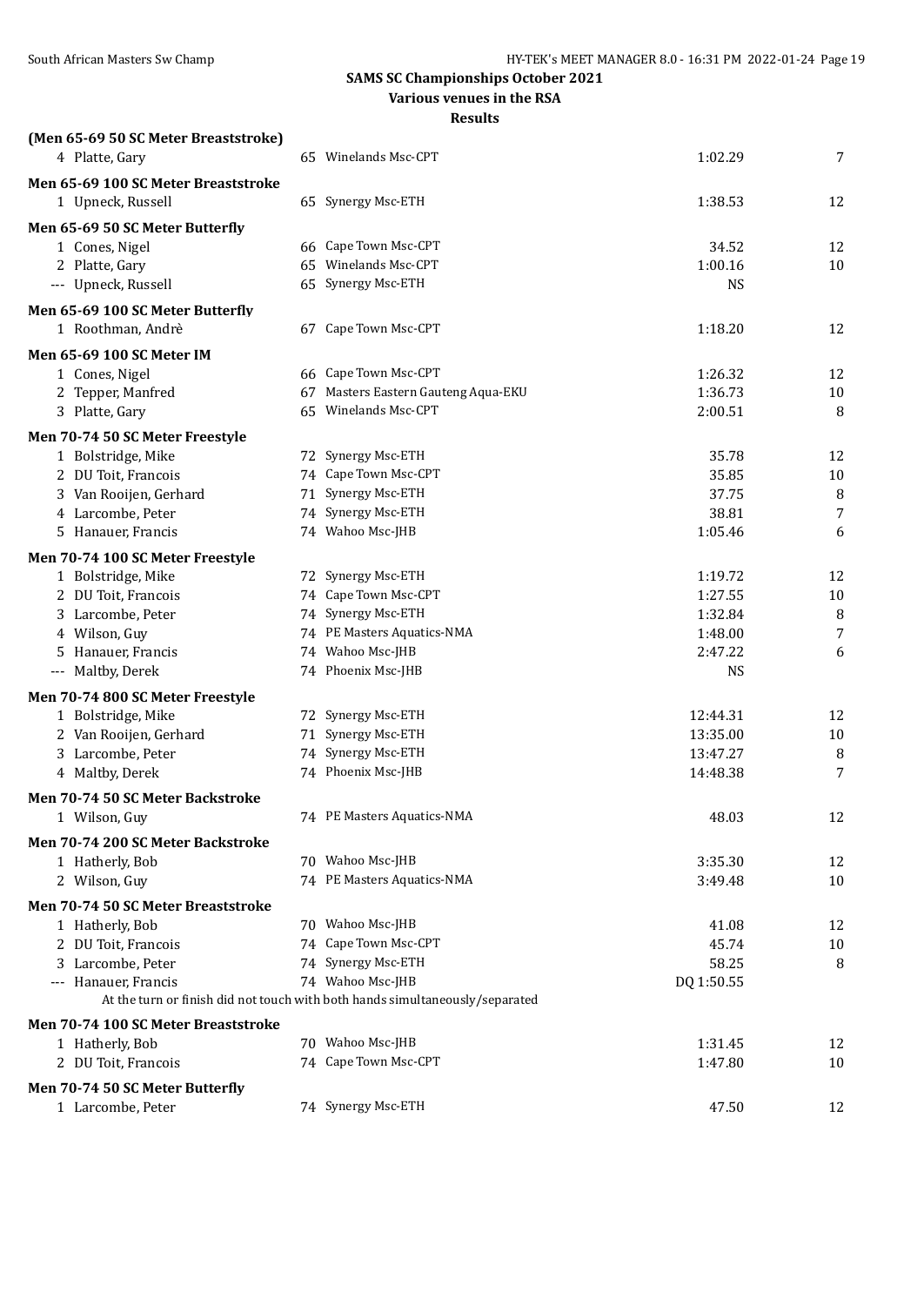## SAMS SC Championships October 2021

**Various venues in the RSA**

**Results**

**(Men 65-69 50 SC Meter Breaststroke)**

| | Name | Age | Team | Time | Points |
|---|---|---|---|---|---|
| 4 | Platte, Gary | 65 | Winelands Msc-CPT | 1:02.29 | 7 |

**Men 65-69 100 SC Meter Breaststroke**

| | Name | Age | Team | Time | Points |
|---|---|---|---|---|---|
| 1 | Upneck, Russell | 65 | Synergy Msc-ETH | 1:38.53 | 12 |

**Men 65-69 50 SC Meter Butterfly**

| | Name | Age | Team | Time | Points |
|---|---|---|---|---|---|
| 1 | Cones, Nigel | 66 | Cape Town Msc-CPT | 34.52 | 12 |
| 2 | Platte, Gary | 65 | Winelands Msc-CPT | 1:00.16 | 10 |
| --- | Upneck, Russell | 65 | Synergy Msc-ETH | NS | |

**Men 65-69 100 SC Meter Butterfly**

| | Name | Age | Team | Time | Points |
|---|---|---|---|---|---|
| 1 | Roothman, Andrè | 67 | Cape Town Msc-CPT | 1:18.20 | 12 |

**Men 65-69 100 SC Meter IM**

| | Name | Age | Team | Time | Points |
|---|---|---|---|---|---|
| 1 | Cones, Nigel | 66 | Cape Town Msc-CPT | 1:26.32 | 12 |
| 2 | Tepper, Manfred | 67 | Masters Eastern Gauteng Aqua-EKU | 1:36.73 | 10 |
| 3 | Platte, Gary | 65 | Winelands Msc-CPT | 2:00.51 | 8 |

**Men 70-74 50 SC Meter Freestyle**

| | Name | Age | Team | Time | Points |
|---|---|---|---|---|---|
| 1 | Bolstridge, Mike | 72 | Synergy Msc-ETH | 35.78 | 12 |
| 2 | DU Toit, Francois | 74 | Cape Town Msc-CPT | 35.85 | 10 |
| 3 | Van Rooijen, Gerhard | 71 | Synergy Msc-ETH | 37.75 | 8 |
| 4 | Larcombe, Peter | 74 | Synergy Msc-ETH | 38.81 | 7 |
| 5 | Hanauer, Francis | 74 | Wahoo Msc-JHB | 1:05.46 | 6 |

**Men 70-74 100 SC Meter Freestyle**

| | Name | Age | Team | Time | Points |
|---|---|---|---|---|---|
| 1 | Bolstridge, Mike | 72 | Synergy Msc-ETH | 1:19.72 | 12 |
| 2 | DU Toit, Francois | 74 | Cape Town Msc-CPT | 1:27.55 | 10 |
| 3 | Larcombe, Peter | 74 | Synergy Msc-ETH | 1:32.84 | 8 |
| 4 | Wilson, Guy | 74 | PE Masters Aquatics-NMA | 1:48.00 | 7 |
| 5 | Hanauer, Francis | 74 | Wahoo Msc-JHB | 2:47.22 | 6 |
| --- | Maltby, Derek | 74 | Phoenix Msc-JHB | NS | |

**Men 70-74 800 SC Meter Freestyle**

| | Name | Age | Team | Time | Points |
|---|---|---|---|---|---|
| 1 | Bolstridge, Mike | 72 | Synergy Msc-ETH | 12:44.31 | 12 |
| 2 | Van Rooijen, Gerhard | 71 | Synergy Msc-ETH | 13:35.00 | 10 |
| 3 | Larcombe, Peter | 74 | Synergy Msc-ETH | 13:47.27 | 8 |
| 4 | Maltby, Derek | 74 | Phoenix Msc-JHB | 14:48.38 | 7 |

**Men 70-74 50 SC Meter Backstroke**

| | Name | Age | Team | Time | Points |
|---|---|---|---|---|---|
| 1 | Wilson, Guy | 74 | PE Masters Aquatics-NMA | 48.03 | 12 |

**Men 70-74 200 SC Meter Backstroke**

| | Name | Age | Team | Time | Points |
|---|---|---|---|---|---|
| 1 | Hatherly, Bob | 70 | Wahoo Msc-JHB | 3:35.30 | 12 |
| 2 | Wilson, Guy | 74 | PE Masters Aquatics-NMA | 3:49.48 | 10 |

**Men 70-74 50 SC Meter Breaststroke**

| | Name | Age | Team | Time | Points |
|---|---|---|---|---|---|
| 1 | Hatherly, Bob | 70 | Wahoo Msc-JHB | 41.08 | 12 |
| 2 | DU Toit, Francois | 74 | Cape Town Msc-CPT | 45.74 | 10 |
| 3 | Larcombe, Peter | 74 | Synergy Msc-ETH | 58.25 | 8 |
| --- | Hanauer, Francis | 74 | Wahoo Msc-JHB | DQ 1:50.55 | |

At the turn or finish did not touch with both hands simultaneously/separated

**Men 70-74 100 SC Meter Breaststroke**

| | Name | Age | Team | Time | Points |
|---|---|---|---|---|---|
| 1 | Hatherly, Bob | 70 | Wahoo Msc-JHB | 1:31.45 | 12 |
| 2 | DU Toit, Francois | 74 | Cape Town Msc-CPT | 1:47.80 | 10 |

**Men 70-74 50 SC Meter Butterfly**

| | Name | Age | Team | Time | Points |
|---|---|---|---|---|---|
| 1 | Larcombe, Peter | 74 | Synergy Msc-ETH | 47.50 | 12 |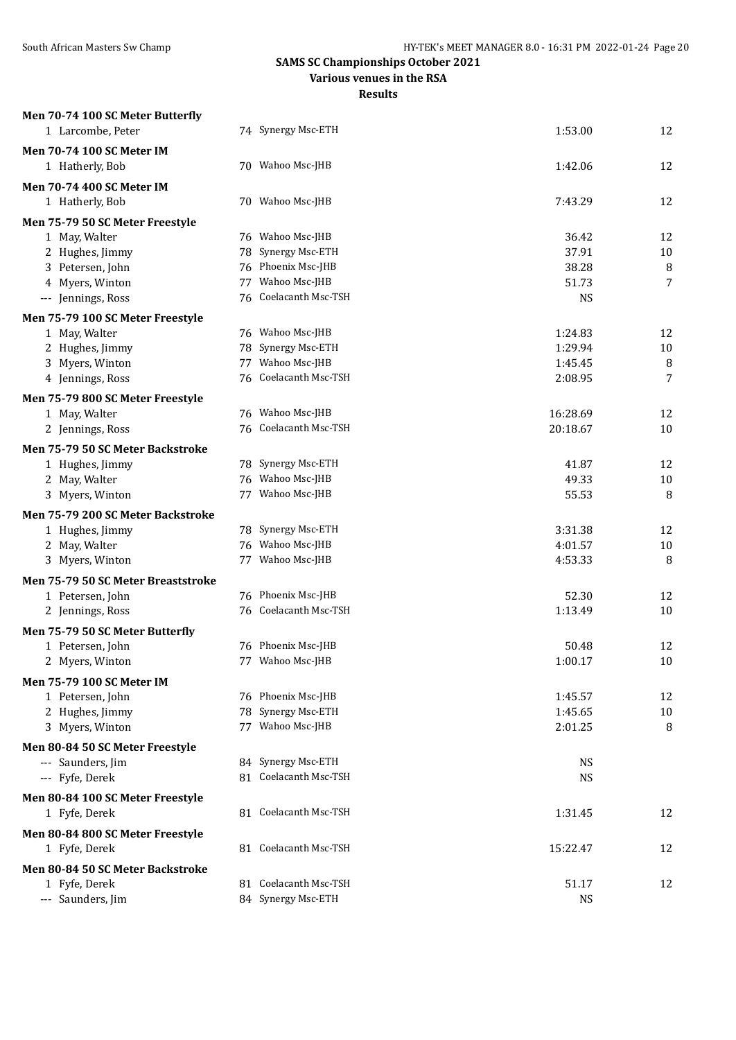**SAMS SC Championships October 2021**
**Various venues in the RSA**
**Results**

**Men 70-74 100 SC Meter Butterfly**

| | | | | |
|---|---|---|---|---|
| 1 Larcombe, Peter | 74 | Synergy Msc-ETH | 1:53.00 | 12 |

**Men 70-74 100 SC Meter IM**

| | | | | |
|---|---|---|---|---|
| 1 Hatherly, Bob | 70 | Wahoo Msc-JHB | 1:42.06 | 12 |

**Men 70-74 400 SC Meter IM**

| | | | | |
|---|---|---|---|---|
| 1 Hatherly, Bob | 70 | Wahoo Msc-JHB | 7:43.29 | 12 |

**Men 75-79 50 SC Meter Freestyle**

| | | | | |
|---|---|---|---|---|
| 1 May, Walter | 76 | Wahoo Msc-JHB | 36.42 | 12 |
| 2 Hughes, Jimmy | 78 | Synergy Msc-ETH | 37.91 | 10 |
| 3 Petersen, John | 76 | Phoenix Msc-JHB | 38.28 | 8 |
| 4 Myers, Winton | 77 | Wahoo Msc-JHB | 51.73 | 7 |
| --- Jennings, Ross | 76 | Coelacanth Msc-TSH | NS | |

**Men 75-79 100 SC Meter Freestyle**

| | | | | |
|---|---|---|---|---|
| 1 May, Walter | 76 | Wahoo Msc-JHB | 1:24.83 | 12 |
| 2 Hughes, Jimmy | 78 | Synergy Msc-ETH | 1:29.94 | 10 |
| 3 Myers, Winton | 77 | Wahoo Msc-JHB | 1:45.45 | 8 |
| 4 Jennings, Ross | 76 | Coelacanth Msc-TSH | 2:08.95 | 7 |

**Men 75-79 800 SC Meter Freestyle**

| | | | | |
|---|---|---|---|---|
| 1 May, Walter | 76 | Wahoo Msc-JHB | 16:28.69 | 12 |
| 2 Jennings, Ross | 76 | Coelacanth Msc-TSH | 20:18.67 | 10 |

**Men 75-79 50 SC Meter Backstroke**

| | | | | |
|---|---|---|---|---|
| 1 Hughes, Jimmy | 78 | Synergy Msc-ETH | 41.87 | 12 |
| 2 May, Walter | 76 | Wahoo Msc-JHB | 49.33 | 10 |
| 3 Myers, Winton | 77 | Wahoo Msc-JHB | 55.53 | 8 |

**Men 75-79 200 SC Meter Backstroke**

| | | | | |
|---|---|---|---|---|
| 1 Hughes, Jimmy | 78 | Synergy Msc-ETH | 3:31.38 | 12 |
| 2 May, Walter | 76 | Wahoo Msc-JHB | 4:01.57 | 10 |
| 3 Myers, Winton | 77 | Wahoo Msc-JHB | 4:53.33 | 8 |

**Men 75-79 50 SC Meter Breaststroke**

| | | | | |
|---|---|---|---|---|
| 1 Petersen, John | 76 | Phoenix Msc-JHB | 52.30 | 12 |
| 2 Jennings, Ross | 76 | Coelacanth Msc-TSH | 1:13.49 | 10 |

**Men 75-79 50 SC Meter Butterfly**

| | | | | |
|---|---|---|---|---|
| 1 Petersen, John | 76 | Phoenix Msc-JHB | 50.48 | 12 |
| 2 Myers, Winton | 77 | Wahoo Msc-JHB | 1:00.17 | 10 |

**Men 75-79 100 SC Meter IM**

| | | | | |
|---|---|---|---|---|
| 1 Petersen, John | 76 | Phoenix Msc-JHB | 1:45.57 | 12 |
| 2 Hughes, Jimmy | 78 | Synergy Msc-ETH | 1:45.65 | 10 |
| 3 Myers, Winton | 77 | Wahoo Msc-JHB | 2:01.25 | 8 |

**Men 80-84 50 SC Meter Freestyle**

| | | | | |
|---|---|---|---|---|
| --- Saunders, Jim | 84 | Synergy Msc-ETH | NS | |
| --- Fyfe, Derek | 81 | Coelacanth Msc-TSH | NS | |

**Men 80-84 100 SC Meter Freestyle**

| | | | | |
|---|---|---|---|---|
| 1 Fyfe, Derek | 81 | Coelacanth Msc-TSH | 1:31.45 | 12 |

**Men 80-84 800 SC Meter Freestyle**

| | | | | |
|---|---|---|---|---|
| 1 Fyfe, Derek | 81 | Coelacanth Msc-TSH | 15:22.47 | 12 |

**Men 80-84 50 SC Meter Backstroke**

| | | | | |
|---|---|---|---|---|
| 1 Fyfe, Derek | 81 | Coelacanth Msc-TSH | 51.17 | 12 |
| --- Saunders, Jim | 84 | Synergy Msc-ETH | NS | |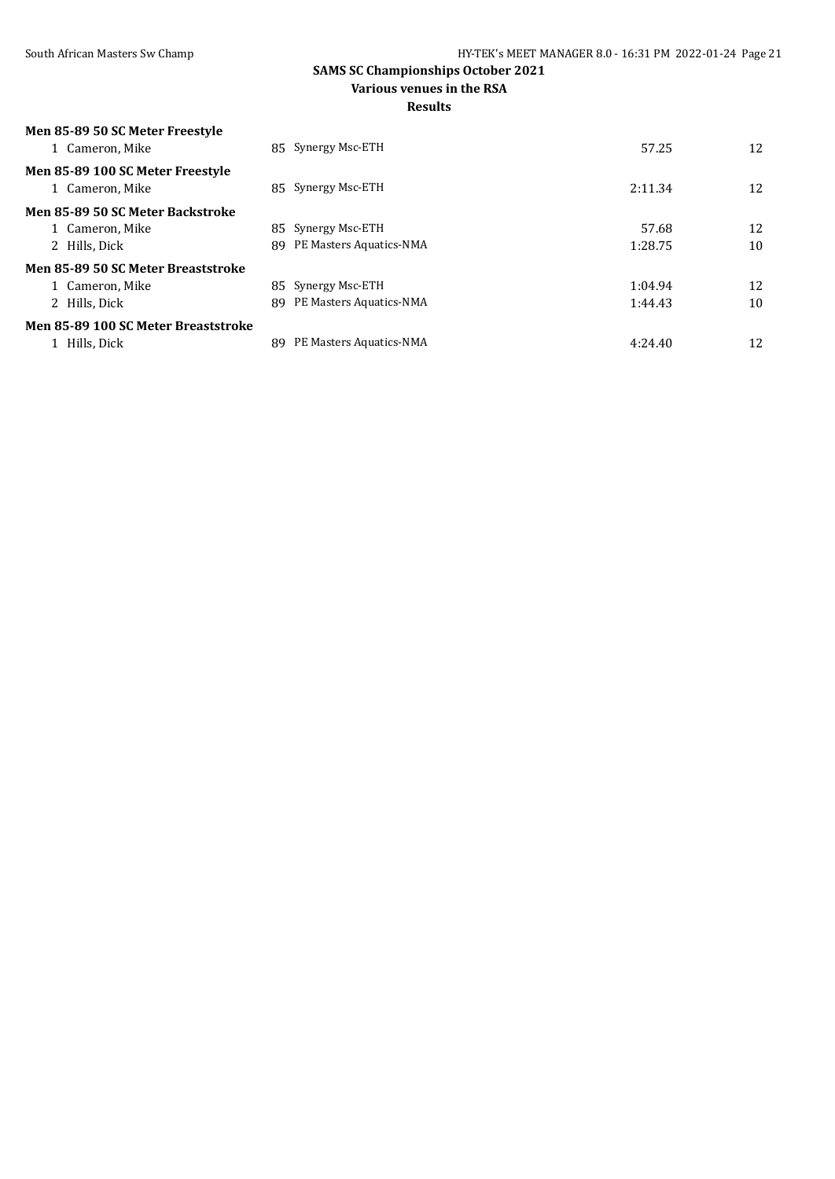**SAMS SC Championships October 2021**

**Various venues in the RSA**

**Results**

**Men 85-89 50 SC Meter Freestyle**

| | | | | | |
|---|---|---|---|---|---|
| 1 | Cameron, Mike | 85 | Synergy Msc-ETH | 57.25 | 12 |

**Men 85-89 100 SC Meter Freestyle**

| | | | | | |
|---|---|---|---|---|---|
| 1 | Cameron, Mike | 85 | Synergy Msc-ETH | 2:11.34 | 12 |

**Men 85-89 50 SC Meter Backstroke**

| | | | | | |
|---|---|---|---|---|---|
| 1 | Cameron, Mike | 85 | Synergy Msc-ETH | 57.68 | 12 |
| 2 | Hills, Dick | 89 | PE Masters Aquatics-NMA | 1:28.75 | 10 |

**Men 85-89 50 SC Meter Breaststroke**

| | | | | | |
|---|---|---|---|---|---|
| 1 | Cameron, Mike | 85 | Synergy Msc-ETH | 1:04.94 | 12 |
| 2 | Hills, Dick | 89 | PE Masters Aquatics-NMA | 1:44.43 | 10 |

**Men 85-89 100 SC Meter Breaststroke**

| | | | | | |
|---|---|---|---|---|---|
| 1 | Hills, Dick | 89 | PE Masters Aquatics-NMA | 4:24.40 | 12 |